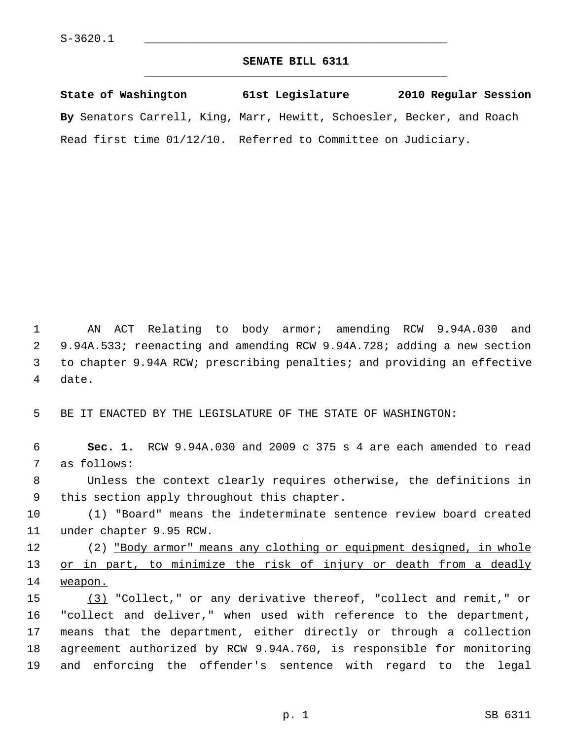S-3620.1

# SENATE BILL 6311

**State of Washington 61st Legislature 2010 Regular Session**

**By** Senators Carrell, King, Marr, Hewitt, Schoesler, Becker, and Roach

Read first time 01/12/10. Referred to Committee on Judiciary.

AN ACT Relating to body armor; amending RCW 9.94A.030 and 9.94A.533; reenacting and amending RCW 9.94A.728; adding a new section to chapter 9.94A RCW; prescribing penalties; and providing an effective date.

BE IT ENACTED BY THE LEGISLATURE OF THE STATE OF WASHINGTON:

**Sec. 1.** RCW 9.94A.030 and 2009 c 375 s 4 are each amended to read as follows:

Unless the context clearly requires otherwise, the definitions in this section apply throughout this chapter.

(1) "Board" means the indeterminate sentence review board created under chapter 9.95 RCW.

(2) <u>"Body armor" means any clothing or equipment designed, in whole or in part, to minimize the risk of injury or death from a deadly weapon.</u>

<u>(3)</u> "Collect," or any derivative thereof, "collect and remit," or "collect and deliver," when used with reference to the department, means that the department, either directly or through a collection agreement authorized by RCW 9.94A.760, is responsible for monitoring and enforcing the offender's sentence with regard to the legal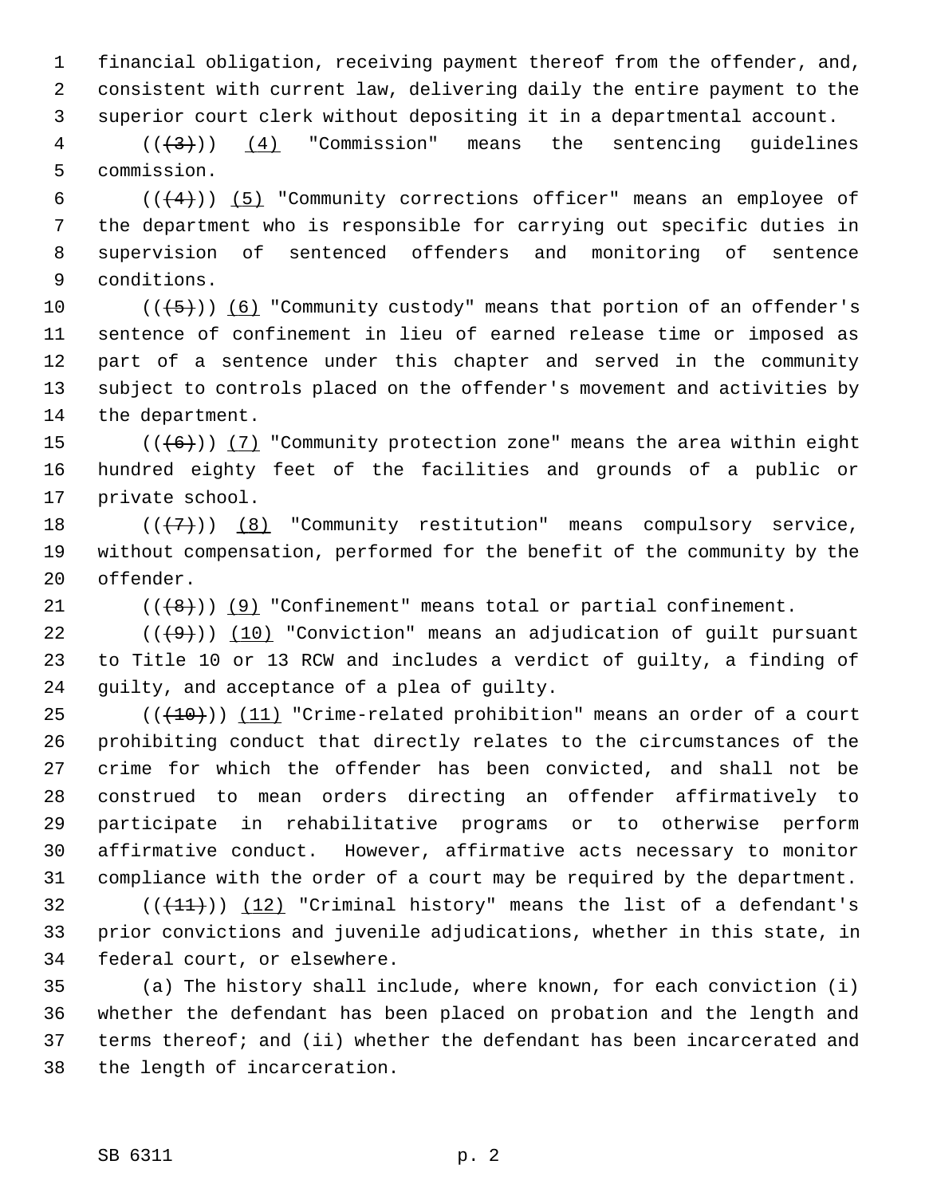financial obligation, receiving payment thereof from the offender, and, consistent with current law, delivering daily the entire payment to the superior court clerk without depositing it in a departmental account.

((~~(3)~~)) (4) "Commission" means the sentencing guidelines commission.

((~~(4)~~)) (5) "Community corrections officer" means an employee of the department who is responsible for carrying out specific duties in supervision of sentenced offenders and monitoring of sentence conditions.

((~~(5)~~)) (6) "Community custody" means that portion of an offender's sentence of confinement in lieu of earned release time or imposed as part of a sentence under this chapter and served in the community subject to controls placed on the offender's movement and activities by the department.

((~~(6)~~)) (7) "Community protection zone" means the area within eight hundred eighty feet of the facilities and grounds of a public or private school.

((~~(7)~~)) (8) "Community restitution" means compulsory service, without compensation, performed for the benefit of the community by the offender.

((~~(8)~~)) (9) "Confinement" means total or partial confinement.

((~~(9)~~)) (10) "Conviction" means an adjudication of guilt pursuant to Title 10 or 13 RCW and includes a verdict of guilty, a finding of guilty, and acceptance of a plea of guilty.

((~~(10)~~)) (11) "Crime-related prohibition" means an order of a court prohibiting conduct that directly relates to the circumstances of the crime for which the offender has been convicted, and shall not be construed to mean orders directing an offender affirmatively to participate in rehabilitative programs or to otherwise perform affirmative conduct. However, affirmative acts necessary to monitor compliance with the order of a court may be required by the department.

((~~(11)~~)) (12) "Criminal history" means the list of a defendant's prior convictions and juvenile adjudications, whether in this state, in federal court, or elsewhere.

(a) The history shall include, where known, for each conviction (i) whether the defendant has been placed on probation and the length and terms thereof; and (ii) whether the defendant has been incarcerated and the length of incarceration.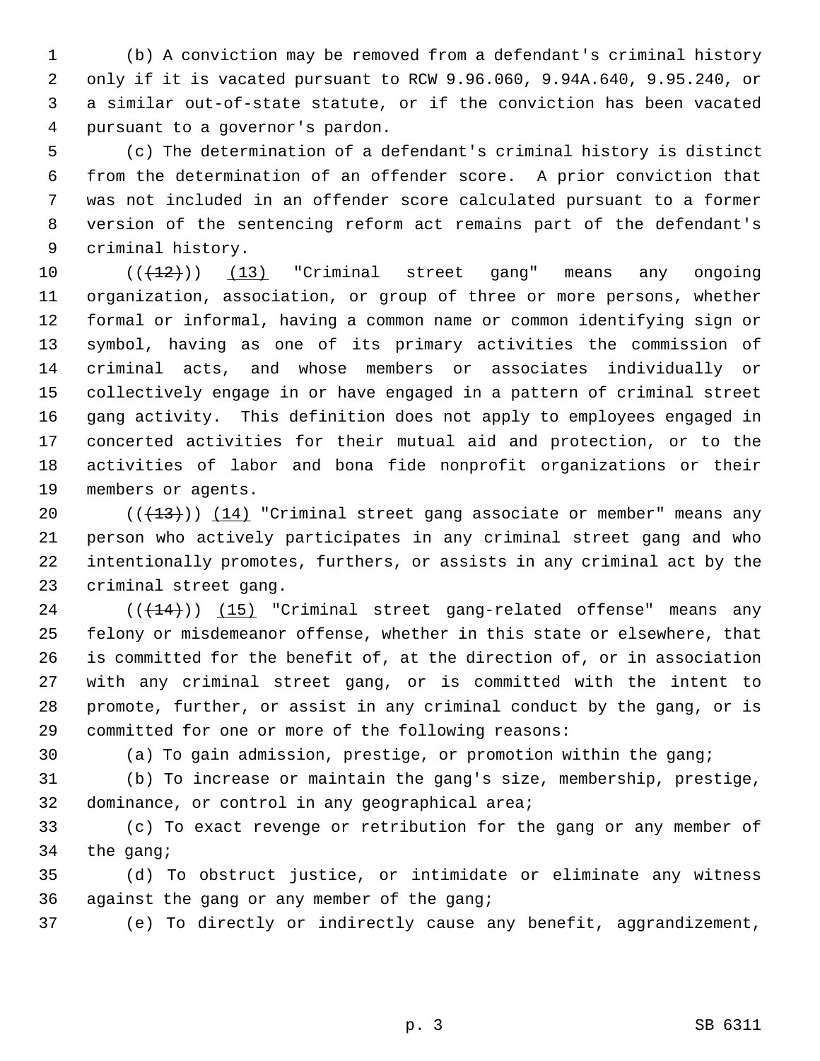(b) A conviction may be removed from a defendant's criminal history only if it is vacated pursuant to RCW 9.96.060, 9.94A.640, 9.95.240, or a similar out-of-state statute, or if the conviction has been vacated pursuant to a governor's pardon.

(c) The determination of a defendant's criminal history is distinct from the determination of an offender score. A prior conviction that was not included in an offender score calculated pursuant to a former version of the sentencing reform act remains part of the defendant's criminal history.

(((12))) (13) "Criminal street gang" means any ongoing organization, association, or group of three or more persons, whether formal or informal, having a common name or common identifying sign or symbol, having as one of its primary activities the commission of criminal acts, and whose members or associates individually or collectively engage in or have engaged in a pattern of criminal street gang activity. This definition does not apply to employees engaged in concerted activities for their mutual aid and protection, or to the activities of labor and bona fide nonprofit organizations or their members or agents.

(((13))) (14) "Criminal street gang associate or member" means any person who actively participates in any criminal street gang and who intentionally promotes, furthers, or assists in any criminal act by the criminal street gang.

(((14))) (15) "Criminal street gang-related offense" means any felony or misdemeanor offense, whether in this state or elsewhere, that is committed for the benefit of, at the direction of, or in association with any criminal street gang, or is committed with the intent to promote, further, or assist in any criminal conduct by the gang, or is committed for one or more of the following reasons:

(a) To gain admission, prestige, or promotion within the gang;

(b) To increase or maintain the gang's size, membership, prestige, dominance, or control in any geographical area;

(c) To exact revenge or retribution for the gang or any member of the gang;

(d) To obstruct justice, or intimidate or eliminate any witness against the gang or any member of the gang;

(e) To directly or indirectly cause any benefit, aggrandizement,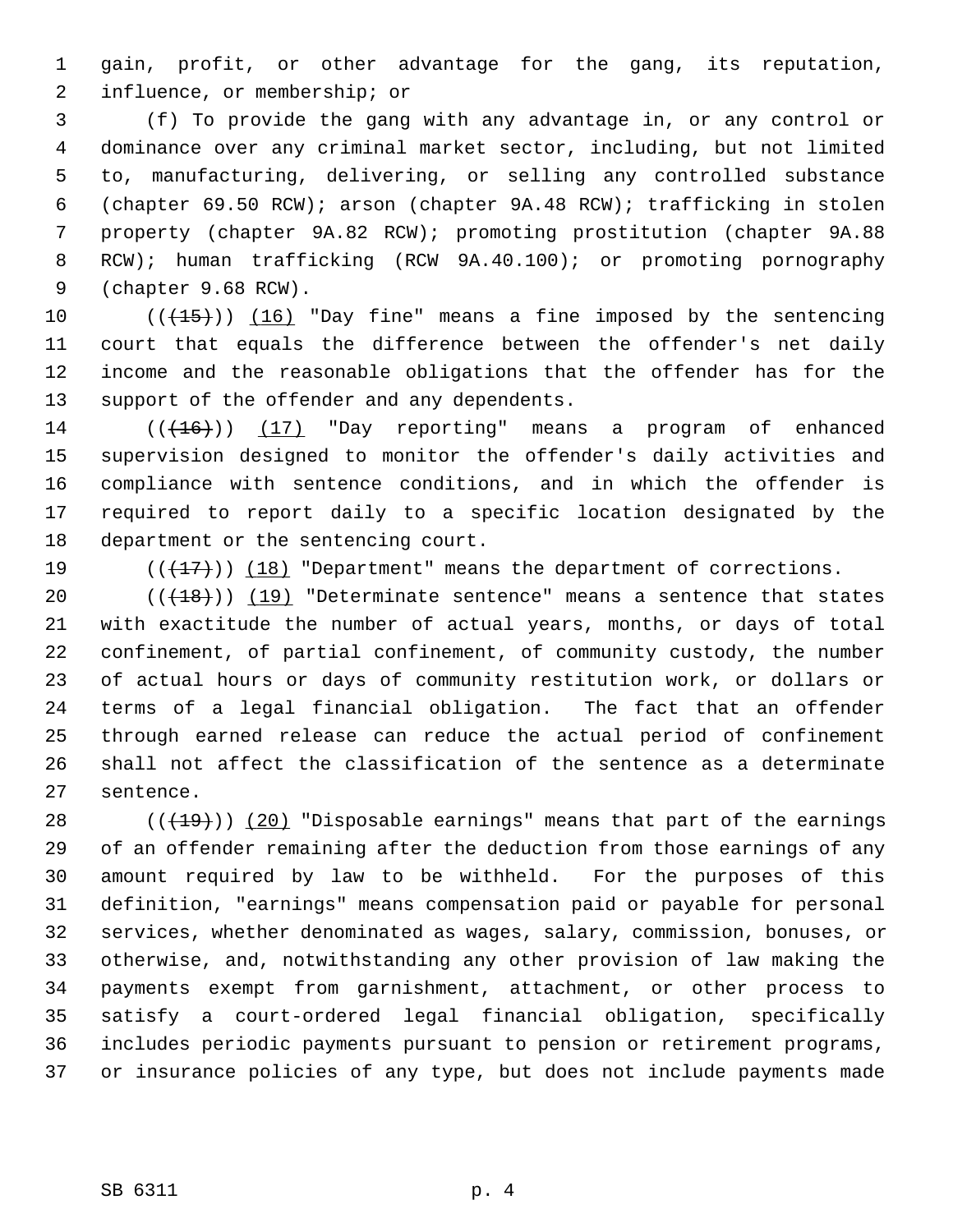gain, profit, or other advantage for the gang, its reputation, influence, or membership; or

(f) To provide the gang with any advantage in, or any control or dominance over any criminal market sector, including, but not limited to, manufacturing, delivering, or selling any controlled substance (chapter 69.50 RCW); arson (chapter 9A.48 RCW); trafficking in stolen property (chapter 9A.82 RCW); promoting prostitution (chapter 9A.88 RCW); human trafficking (RCW 9A.40.100); or promoting pornography (chapter 9.68 RCW).

(((15))) (16) "Day fine" means a fine imposed by the sentencing court that equals the difference between the offender's net daily income and the reasonable obligations that the offender has for the support of the offender and any dependents.

(((16))) (17) "Day reporting" means a program of enhanced supervision designed to monitor the offender's daily activities and compliance with sentence conditions, and in which the offender is required to report daily to a specific location designated by the department or the sentencing court.

(((17))) (18) "Department" means the department of corrections.

(((18))) (19) "Determinate sentence" means a sentence that states with exactitude the number of actual years, months, or days of total confinement, of partial confinement, of community custody, the number of actual hours or days of community restitution work, or dollars or terms of a legal financial obligation. The fact that an offender through earned release can reduce the actual period of confinement shall not affect the classification of the sentence as a determinate sentence.

(((19))) (20) "Disposable earnings" means that part of the earnings of an offender remaining after the deduction from those earnings of any amount required by law to be withheld. For the purposes of this definition, "earnings" means compensation paid or payable for personal services, whether denominated as wages, salary, commission, bonuses, or otherwise, and, notwithstanding any other provision of law making the payments exempt from garnishment, attachment, or other process to satisfy a court-ordered legal financial obligation, specifically includes periodic payments pursuant to pension or retirement programs, or insurance policies of any type, but does not include payments made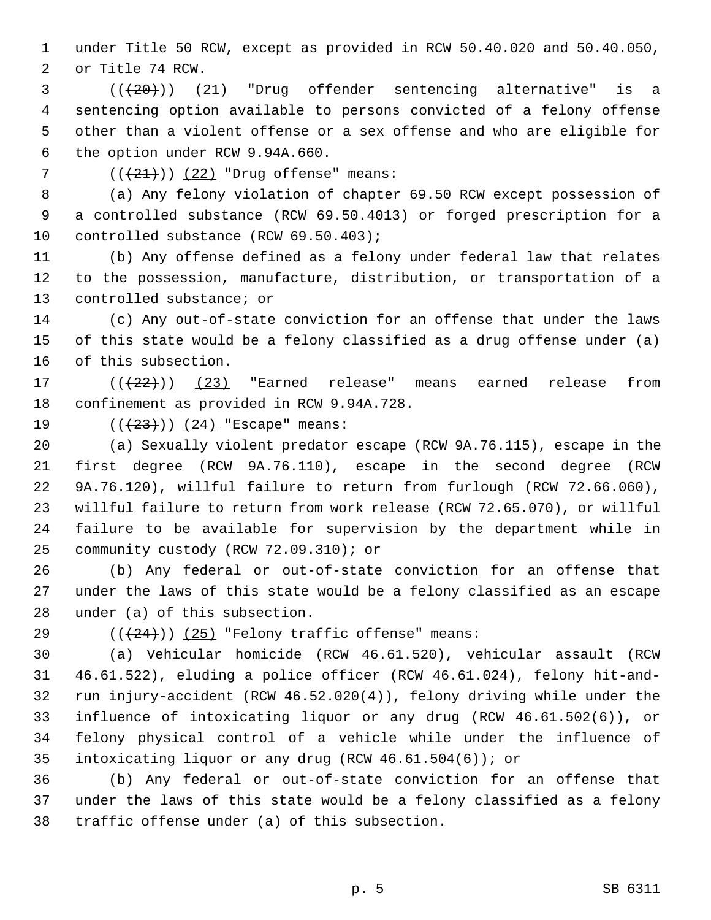under Title 50 RCW, except as provided in RCW 50.40.020 and 50.40.050, or Title 74 RCW.

(( ~~(20)~~ )) (21) "Drug offender sentencing alternative" is a sentencing option available to persons convicted of a felony offense other than a violent offense or a sex offense and who are eligible for the option under RCW 9.94A.660.

(( ~~(21)~~ )) (22) "Drug offense" means:

(a) Any felony violation of chapter 69.50 RCW except possession of a controlled substance (RCW 69.50.4013) or forged prescription for a controlled substance (RCW 69.50.403);

(b) Any offense defined as a felony under federal law that relates to the possession, manufacture, distribution, or transportation of a controlled substance; or

(c) Any out-of-state conviction for an offense that under the laws of this state would be a felony classified as a drug offense under (a) of this subsection.

(( ~~(22)~~ )) (23) "Earned release" means earned release from confinement as provided in RCW 9.94A.728.

(( ~~(23)~~ )) (24) "Escape" means:

(a) Sexually violent predator escape (RCW 9A.76.115), escape in the first degree (RCW 9A.76.110), escape in the second degree (RCW 9A.76.120), willful failure to return from furlough (RCW 72.66.060), willful failure to return from work release (RCW 72.65.070), or willful failure to be available for supervision by the department while in community custody (RCW 72.09.310); or

(b) Any federal or out-of-state conviction for an offense that under the laws of this state would be a felony classified as an escape under (a) of this subsection.

(( ~~(24)~~ )) (25) "Felony traffic offense" means:

(a) Vehicular homicide (RCW 46.61.520), vehicular assault (RCW 46.61.522), eluding a police officer (RCW 46.61.024), felony hit-and-run injury-accident (RCW 46.52.020(4)), felony driving while under the influence of intoxicating liquor or any drug (RCW 46.61.502(6)), or felony physical control of a vehicle while under the influence of intoxicating liquor or any drug (RCW 46.61.504(6)); or

(b) Any federal or out-of-state conviction for an offense that under the laws of this state would be a felony classified as a felony traffic offense under (a) of this subsection.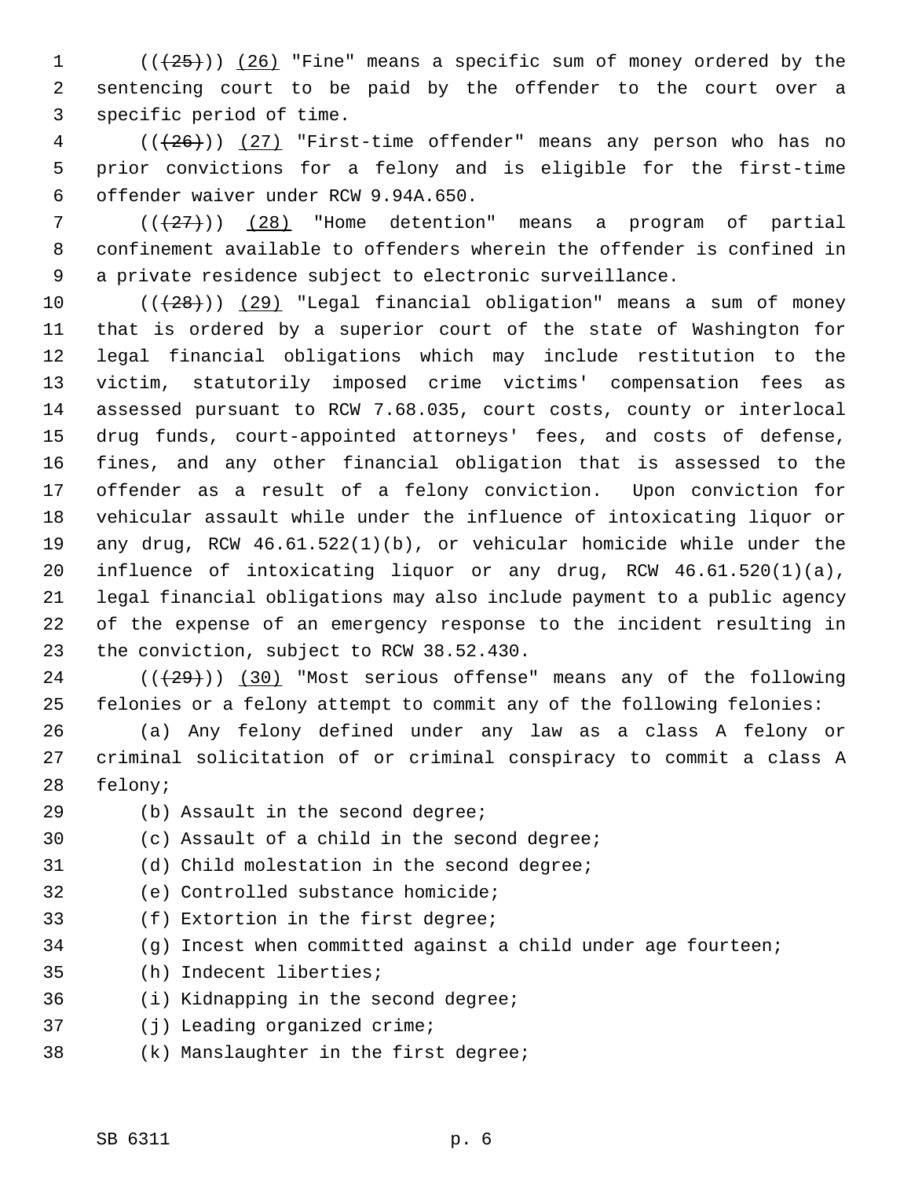((~~(25)~~)) (26) "Fine" means a specific sum of money ordered by the sentencing court to be paid by the offender to the court over a specific period of time.

((~~(26)~~)) (27) "First-time offender" means any person who has no prior convictions for a felony and is eligible for the first-time offender waiver under RCW 9.94A.650.

((~~(27)~~)) (28) "Home detention" means a program of partial confinement available to offenders wherein the offender is confined in a private residence subject to electronic surveillance.

((~~(28)~~)) (29) "Legal financial obligation" means a sum of money that is ordered by a superior court of the state of Washington for legal financial obligations which may include restitution to the victim, statutorily imposed crime victims' compensation fees as assessed pursuant to RCW 7.68.035, court costs, county or interlocal drug funds, court-appointed attorneys' fees, and costs of defense, fines, and any other financial obligation that is assessed to the offender as a result of a felony conviction. Upon conviction for vehicular assault while under the influence of intoxicating liquor or any drug, RCW 46.61.522(1)(b), or vehicular homicide while under the influence of intoxicating liquor or any drug, RCW 46.61.520(1)(a), legal financial obligations may also include payment to a public agency of the expense of an emergency response to the incident resulting in the conviction, subject to RCW 38.52.430.

((~~(29)~~)) (30) "Most serious offense" means any of the following felonies or a felony attempt to commit any of the following felonies:

(a) Any felony defined under any law as a class A felony or criminal solicitation of or criminal conspiracy to commit a class A felony;

(b) Assault in the second degree;

(c) Assault of a child in the second degree;

(d) Child molestation in the second degree;

(e) Controlled substance homicide;

(f) Extortion in the first degree;

(g) Incest when committed against a child under age fourteen;

(h) Indecent liberties;

(i) Kidnapping in the second degree;

(j) Leading organized crime;

(k) Manslaughter in the first degree;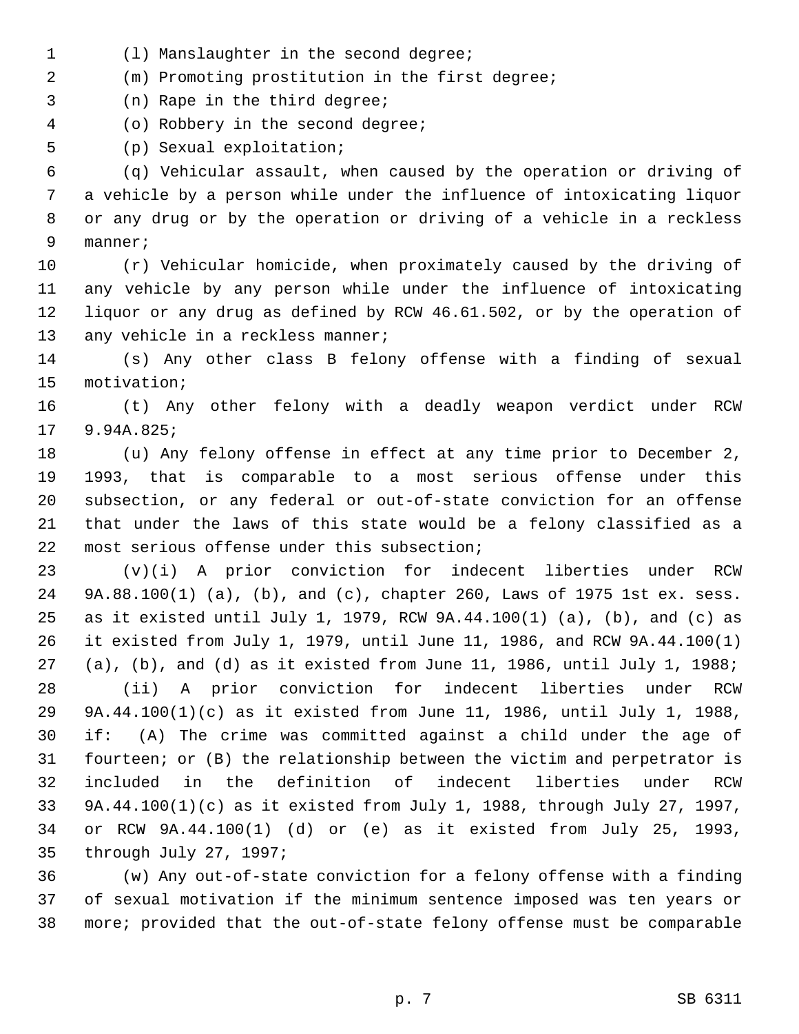(l) Manslaughter in the second degree;

(m) Promoting prostitution in the first degree;

(n) Rape in the third degree;

(o) Robbery in the second degree;

(p) Sexual exploitation;

(q) Vehicular assault, when caused by the operation or driving of a vehicle by a person while under the influence of intoxicating liquor or any drug or by the operation or driving of a vehicle in a reckless manner;

(r) Vehicular homicide, when proximately caused by the driving of any vehicle by any person while under the influence of intoxicating liquor or any drug as defined by RCW 46.61.502, or by the operation of any vehicle in a reckless manner;

(s) Any other class B felony offense with a finding of sexual motivation;

(t) Any other felony with a deadly weapon verdict under RCW 9.94A.825;

(u) Any felony offense in effect at any time prior to December 2, 1993, that is comparable to a most serious offense under this subsection, or any federal or out-of-state conviction for an offense that under the laws of this state would be a felony classified as a most serious offense under this subsection;

(v)(i) A prior conviction for indecent liberties under RCW 9A.88.100(1) (a), (b), and (c), chapter 260, Laws of 1975 1st ex. sess. as it existed until July 1, 1979, RCW 9A.44.100(1) (a), (b), and (c) as it existed from July 1, 1979, until June 11, 1986, and RCW 9A.44.100(1) (a), (b), and (d) as it existed from June 11, 1986, until July 1, 1988;

(ii) A prior conviction for indecent liberties under RCW 9A.44.100(1)(c) as it existed from June 11, 1986, until July 1, 1988, if: (A) The crime was committed against a child under the age of fourteen; or (B) the relationship between the victim and perpetrator is included in the definition of indecent liberties under RCW 9A.44.100(1)(c) as it existed from July 1, 1988, through July 27, 1997, or RCW 9A.44.100(1) (d) or (e) as it existed from July 25, 1993, through July 27, 1997;

(w) Any out-of-state conviction for a felony offense with a finding of sexual motivation if the minimum sentence imposed was ten years or more; provided that the out-of-state felony offense must be comparable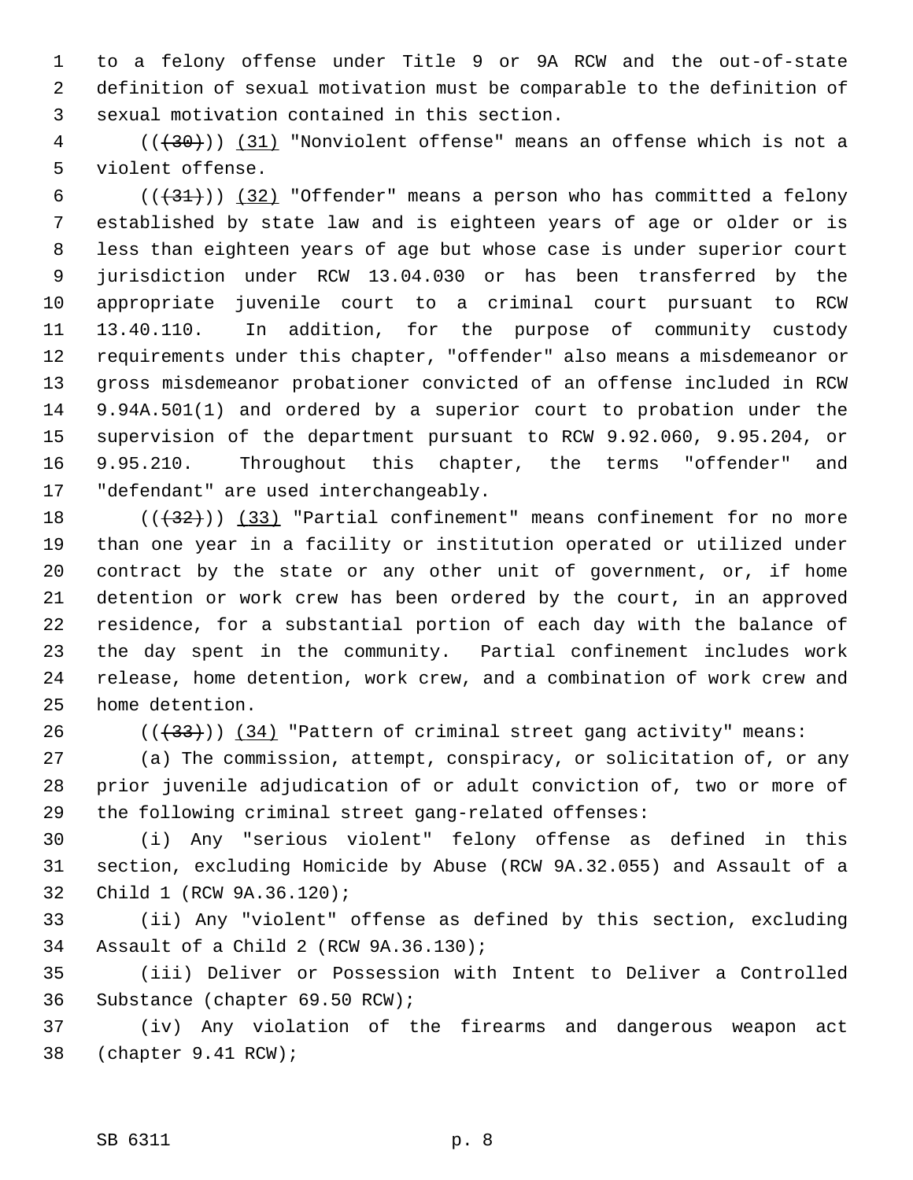to a felony offense under Title 9 or 9A RCW and the out-of-state definition of sexual motivation must be comparable to the definition of sexual motivation contained in this section.

(((30))) (31) "Nonviolent offense" means an offense which is not a violent offense.

(((31))) (32) "Offender" means a person who has committed a felony established by state law and is eighteen years of age or older or is less than eighteen years of age but whose case is under superior court jurisdiction under RCW 13.04.030 or has been transferred by the appropriate juvenile court to a criminal court pursuant to RCW 13.40.110. In addition, for the purpose of community custody requirements under this chapter, "offender" also means a misdemeanor or gross misdemeanor probationer convicted of an offense included in RCW 9.94A.501(1) and ordered by a superior court to probation under the supervision of the department pursuant to RCW 9.92.060, 9.95.204, or 9.95.210. Throughout this chapter, the terms "offender" and "defendant" are used interchangeably.

(((32))) (33) "Partial confinement" means confinement for no more than one year in a facility or institution operated or utilized under contract by the state or any other unit of government, or, if home detention or work crew has been ordered by the court, in an approved residence, for a substantial portion of each day with the balance of the day spent in the community. Partial confinement includes work release, home detention, work crew, and a combination of work crew and home detention.

(((33))) (34) "Pattern of criminal street gang activity" means:

(a) The commission, attempt, conspiracy, or solicitation of, or any prior juvenile adjudication of or adult conviction of, two or more of the following criminal street gang-related offenses:

(i) Any "serious violent" felony offense as defined in this section, excluding Homicide by Abuse (RCW 9A.32.055) and Assault of a Child 1 (RCW 9A.36.120);

(ii) Any "violent" offense as defined by this section, excluding Assault of a Child 2 (RCW 9A.36.130);

(iii) Deliver or Possession with Intent to Deliver a Controlled Substance (chapter 69.50 RCW);

(iv) Any violation of the firearms and dangerous weapon act (chapter 9.41 RCW);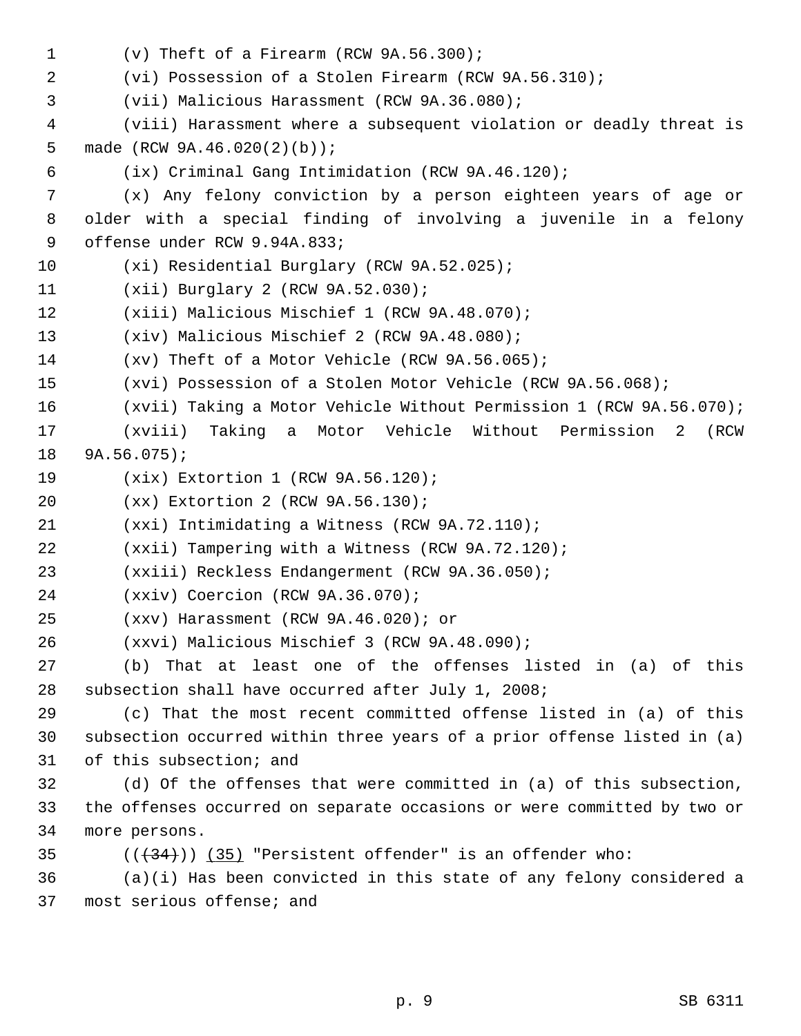(v) Theft of a Firearm (RCW 9A.56.300);

(vi) Possession of a Stolen Firearm (RCW 9A.56.310);

(vii) Malicious Harassment (RCW 9A.36.080);

(viii) Harassment where a subsequent violation or deadly threat is made (RCW 9A.46.020(2)(b));

(ix) Criminal Gang Intimidation (RCW 9A.46.120);

(x) Any felony conviction by a person eighteen years of age or older with a special finding of involving a juvenile in a felony offense under RCW 9.94A.833;

(xi) Residential Burglary (RCW 9A.52.025);

(xii) Burglary 2 (RCW 9A.52.030);

(xiii) Malicious Mischief 1 (RCW 9A.48.070);

(xiv) Malicious Mischief 2 (RCW 9A.48.080);

(xv) Theft of a Motor Vehicle (RCW 9A.56.065);

(xvi) Possession of a Stolen Motor Vehicle (RCW 9A.56.068);

(xvii) Taking a Motor Vehicle Without Permission 1 (RCW 9A.56.070);

(xviii) Taking a Motor Vehicle Without Permission 2 (RCW 9A.56.075);

(xix) Extortion 1 (RCW 9A.56.120);

(xx) Extortion 2 (RCW 9A.56.130);

(xxi) Intimidating a Witness (RCW 9A.72.110);

(xxii) Tampering with a Witness (RCW 9A.72.120);

(xxiii) Reckless Endangerment (RCW 9A.36.050);

(xxiv) Coercion (RCW 9A.36.070);

(xxv) Harassment (RCW 9A.46.020); or

(xxvi) Malicious Mischief 3 (RCW 9A.48.090);

(b) That at least one of the offenses listed in (a) of this subsection shall have occurred after July 1, 2008;

(c) That the most recent committed offense listed in (a) of this subsection occurred within three years of a prior offense listed in (a) of this subsection; and

(d) Of the offenses that were committed in (a) of this subsection, the offenses occurred on separate occasions or were committed by two or more persons.

((~~(34)~~)) <u>(35)</u> "Persistent offender" is an offender who:

(a)(i) Has been convicted in this state of any felony considered a most serious offense; and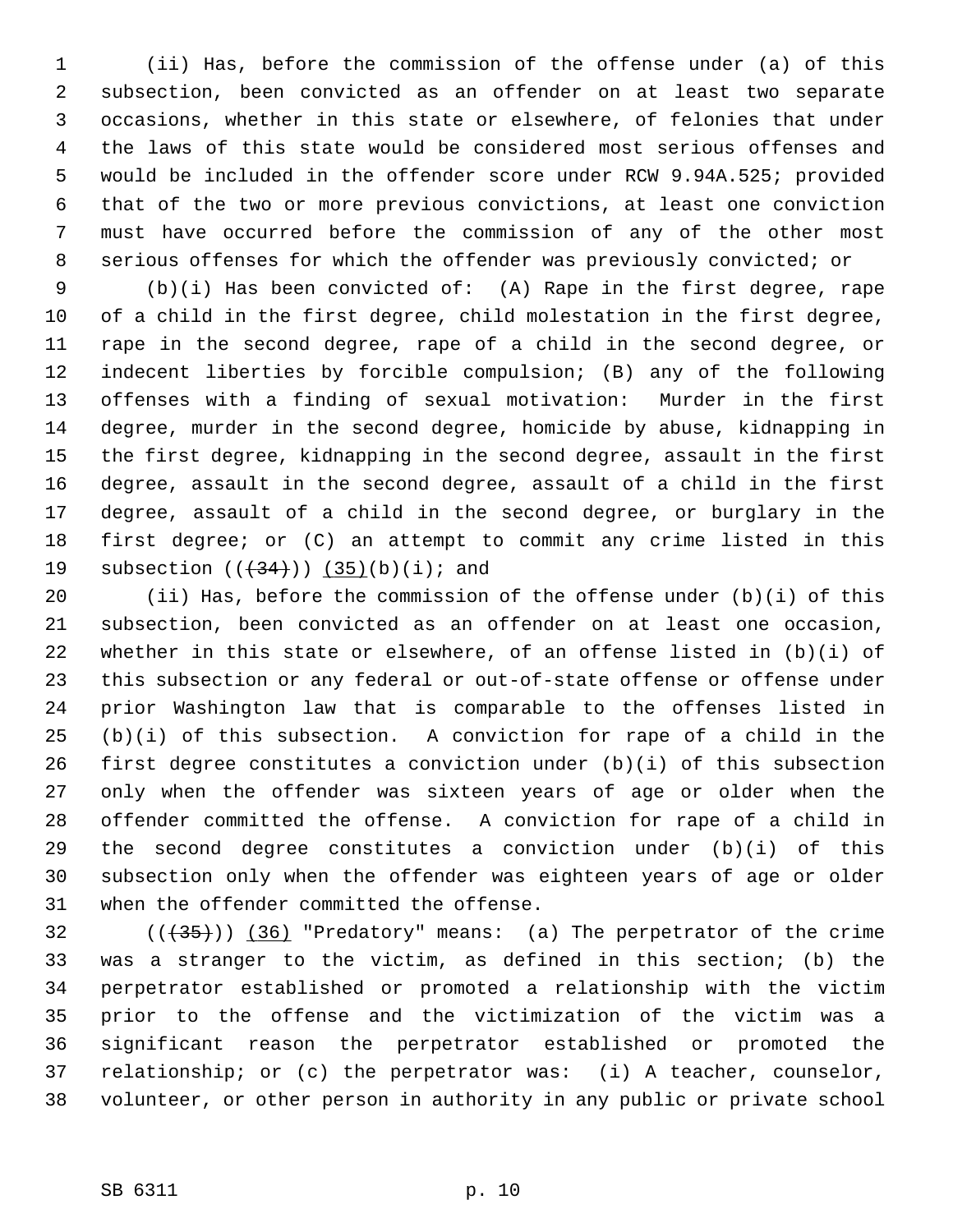(ii) Has, before the commission of the offense under (a) of this subsection, been convicted as an offender on at least two separate occasions, whether in this state or elsewhere, of felonies that under the laws of this state would be considered most serious offenses and would be included in the offender score under RCW 9.94A.525; provided that of the two or more previous convictions, at least one conviction must have occurred before the commission of any of the other most serious offenses for which the offender was previously convicted; or

(b)(i) Has been convicted of: (A) Rape in the first degree, rape of a child in the first degree, child molestation in the first degree, rape in the second degree, rape of a child in the second degree, or indecent liberties by forcible compulsion; (B) any of the following offenses with a finding of sexual motivation: Murder in the first degree, murder in the second degree, homicide by abuse, kidnapping in the first degree, kidnapping in the second degree, assault in the first degree, assault in the second degree, assault of a child in the first degree, assault of a child in the second degree, or burglary in the first degree; or (C) an attempt to commit any crime listed in this subsection ((~~(34)~~)) <u>(35)</u>(b)(i); and

(ii) Has, before the commission of the offense under (b)(i) of this subsection, been convicted as an offender on at least one occasion, whether in this state or elsewhere, of an offense listed in (b)(i) of this subsection or any federal or out-of-state offense or offense under prior Washington law that is comparable to the offenses listed in (b)(i) of this subsection. A conviction for rape of a child in the first degree constitutes a conviction under (b)(i) of this subsection only when the offender was sixteen years of age or older when the offender committed the offense. A conviction for rape of a child in the second degree constitutes a conviction under (b)(i) of this subsection only when the offender was eighteen years of age or older when the offender committed the offense.

((~~(35)~~)) <u>(36)</u> "Predatory" means: (a) The perpetrator of the crime was a stranger to the victim, as defined in this section; (b) the perpetrator established or promoted a relationship with the victim prior to the offense and the victimization of the victim was a significant reason the perpetrator established or promoted the relationship; or (c) the perpetrator was: (i) A teacher, counselor, volunteer, or other person in authority in any public or private school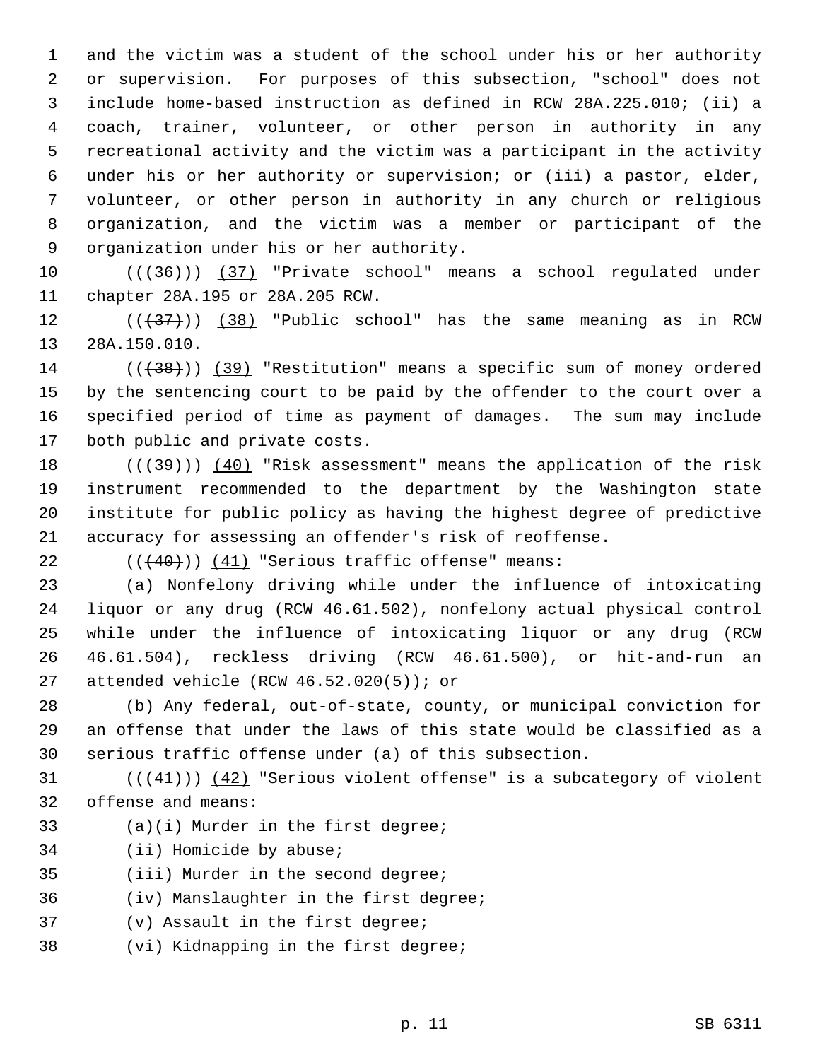and the victim was a student of the school under his or her authority or supervision. For purposes of this subsection, "school" does not include home-based instruction as defined in RCW 28A.225.010; (ii) a coach, trainer, volunteer, or other person in authority in any recreational activity and the victim was a participant in the activity under his or her authority or supervision; or (iii) a pastor, elder, volunteer, or other person in authority in any church or religious organization, and the victim was a member or participant of the organization under his or her authority.

((~~(36)~~)) (37) "Private school" means a school regulated under chapter 28A.195 or 28A.205 RCW.

((~~(37)~~)) (38) "Public school" has the same meaning as in RCW 28A.150.010.

((~~(38)~~)) (39) "Restitution" means a specific sum of money ordered by the sentencing court to be paid by the offender to the court over a specified period of time as payment of damages. The sum may include both public and private costs.

((~~(39)~~)) (40) "Risk assessment" means the application of the risk instrument recommended to the department by the Washington state institute for public policy as having the highest degree of predictive accuracy for assessing an offender's risk of reoffense.

((~~(40)~~)) (41) "Serious traffic offense" means:

(a) Nonfelony driving while under the influence of intoxicating liquor or any drug (RCW 46.61.502), nonfelony actual physical control while under the influence of intoxicating liquor or any drug (RCW 46.61.504), reckless driving (RCW 46.61.500), or hit-and-run an attended vehicle (RCW 46.52.020(5)); or

(b) Any federal, out-of-state, county, or municipal conviction for an offense that under the laws of this state would be classified as a serious traffic offense under (a) of this subsection.

((~~(41)~~)) (42) "Serious violent offense" is a subcategory of violent offense and means:

(a)(i) Murder in the first degree;

(ii) Homicide by abuse;

(iii) Murder in the second degree;

(iv) Manslaughter in the first degree;

(v) Assault in the first degree;

(vi) Kidnapping in the first degree;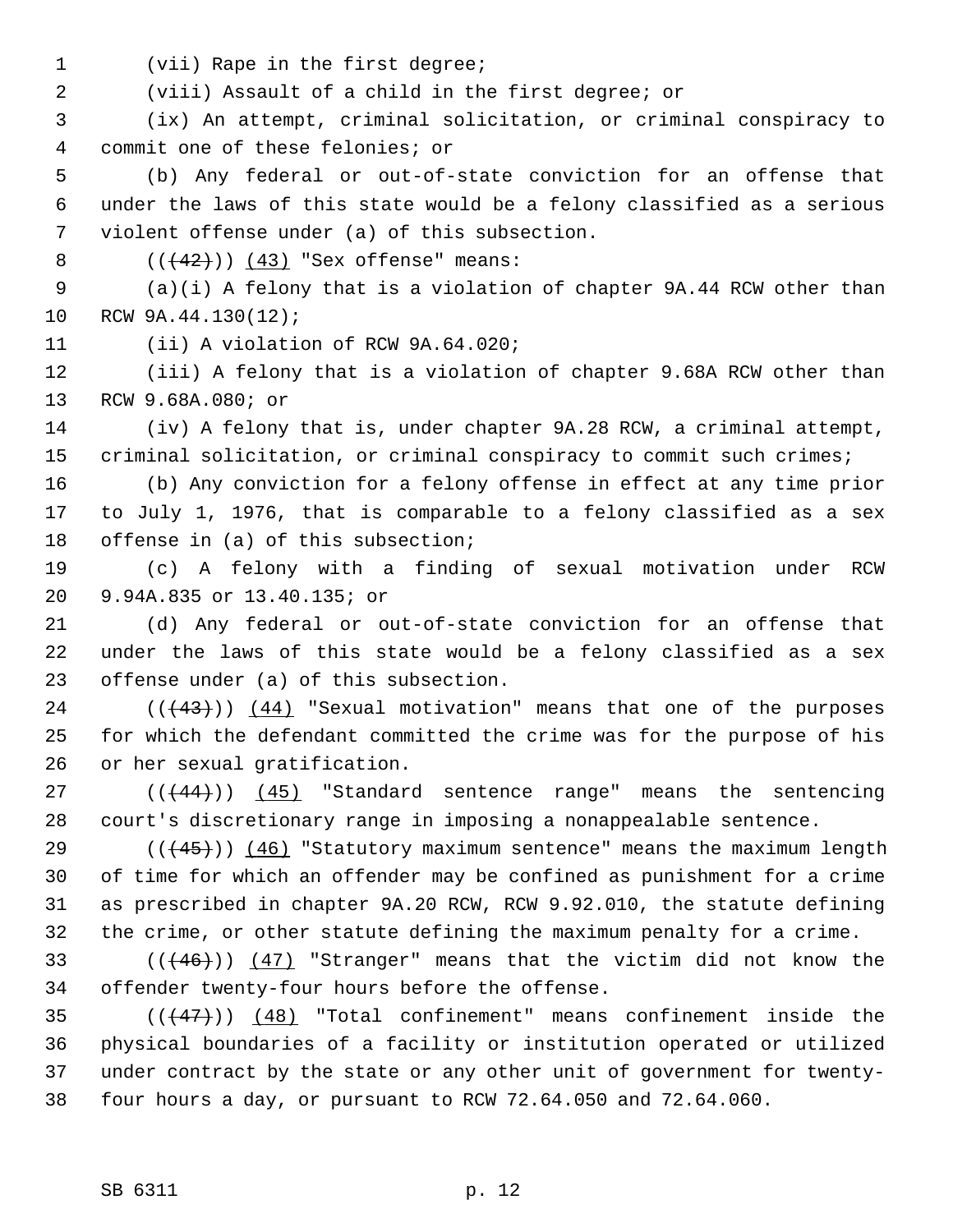(vii) Rape in the first degree;

(viii) Assault of a child in the first degree; or

(ix) An attempt, criminal solicitation, or criminal conspiracy to commit one of these felonies; or

(b) Any federal or out-of-state conviction for an offense that under the laws of this state would be a felony classified as a serious violent offense under (a) of this subsection.

~~((42))~~ (43) "Sex offense" means:

(a)(i) A felony that is a violation of chapter 9A.44 RCW other than RCW 9A.44.130(12);

(ii) A violation of RCW 9A.64.020;

(iii) A felony that is a violation of chapter 9.68A RCW other than RCW 9.68A.080; or

(iv) A felony that is, under chapter 9A.28 RCW, a criminal attempt, criminal solicitation, or criminal conspiracy to commit such crimes;

(b) Any conviction for a felony offense in effect at any time prior to July 1, 1976, that is comparable to a felony classified as a sex offense in (a) of this subsection;

(c) A felony with a finding of sexual motivation under RCW 9.94A.835 or 13.40.135; or

(d) Any federal or out-of-state conviction for an offense that under the laws of this state would be a felony classified as a sex offense under (a) of this subsection.

~~((43))~~ (44) "Sexual motivation" means that one of the purposes for which the defendant committed the crime was for the purpose of his or her sexual gratification.

~~((44))~~ (45) "Standard sentence range" means the sentencing court's discretionary range in imposing a nonappealable sentence.

~~((45))~~ (46) "Statutory maximum sentence" means the maximum length of time for which an offender may be confined as punishment for a crime as prescribed in chapter 9A.20 RCW, RCW 9.92.010, the statute defining the crime, or other statute defining the maximum penalty for a crime.

~~((46))~~ (47) "Stranger" means that the victim did not know the offender twenty-four hours before the offense.

~~((47))~~ (48) "Total confinement" means confinement inside the physical boundaries of a facility or institution operated or utilized under contract by the state or any other unit of government for twenty-four hours a day, or pursuant to RCW 72.64.050 and 72.64.060.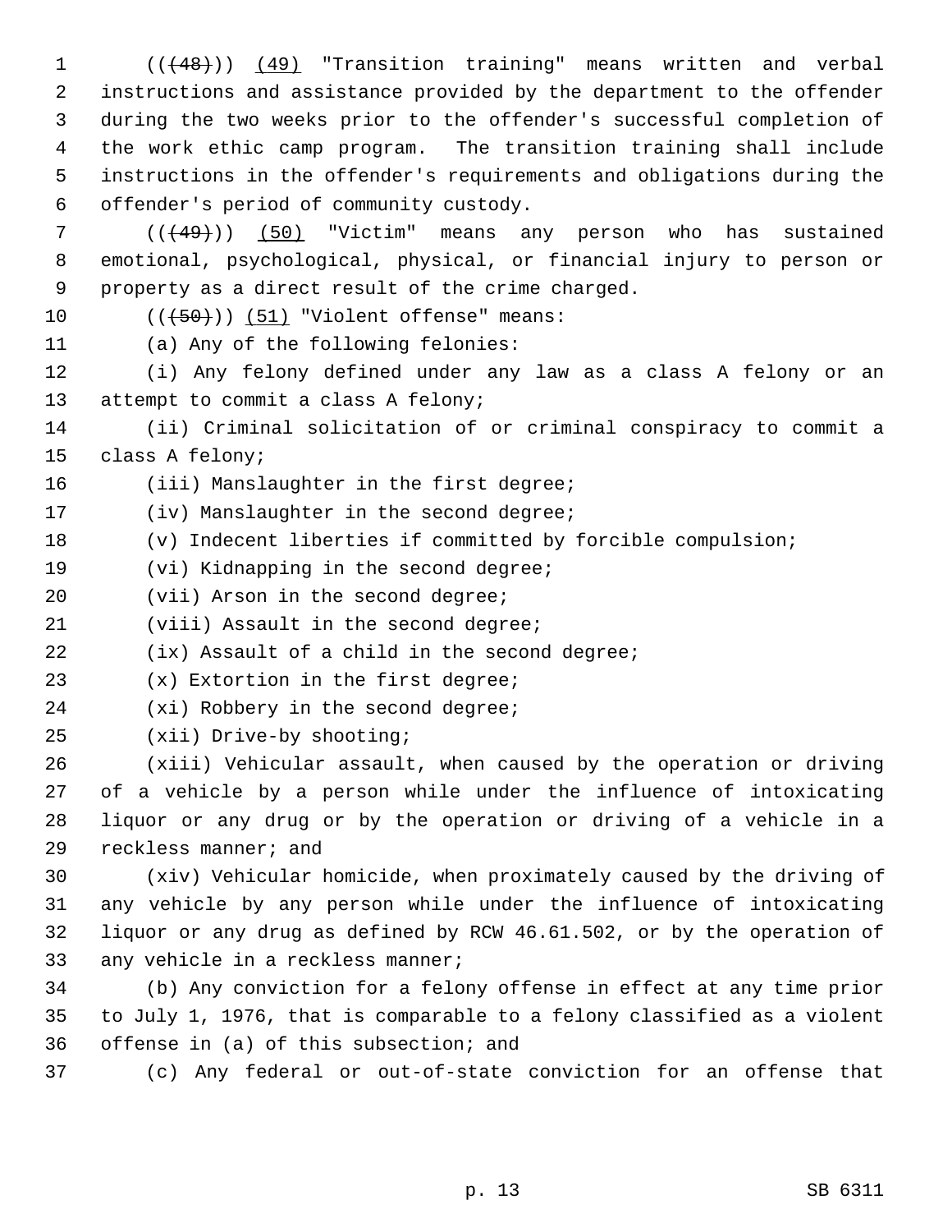(((48))) (49) "Transition training" means written and verbal instructions and assistance provided by the department to the offender during the two weeks prior to the offender's successful completion of the work ethic camp program. The transition training shall include instructions in the offender's requirements and obligations during the offender's period of community custody.

(((49))) (50) "Victim" means any person who has sustained emotional, psychological, physical, or financial injury to person or property as a direct result of the crime charged.

(((50))) (51) "Violent offense" means:

(a) Any of the following felonies:

(i) Any felony defined under any law as a class A felony or an attempt to commit a class A felony;

(ii) Criminal solicitation of or criminal conspiracy to commit a class A felony;

(iii) Manslaughter in the first degree;

(iv) Manslaughter in the second degree;

(v) Indecent liberties if committed by forcible compulsion;

(vi) Kidnapping in the second degree;

(vii) Arson in the second degree;

(viii) Assault in the second degree;

(ix) Assault of a child in the second degree;

(x) Extortion in the first degree;

(xi) Robbery in the second degree;

(xii) Drive-by shooting;

(xiii) Vehicular assault, when caused by the operation or driving of a vehicle by a person while under the influence of intoxicating liquor or any drug or by the operation or driving of a vehicle in a reckless manner; and

(xiv) Vehicular homicide, when proximately caused by the driving of any vehicle by any person while under the influence of intoxicating liquor or any drug as defined by RCW 46.61.502, or by the operation of any vehicle in a reckless manner;

(b) Any conviction for a felony offense in effect at any time prior to July 1, 1976, that is comparable to a felony classified as a violent offense in (a) of this subsection; and

(c) Any federal or out-of-state conviction for an offense that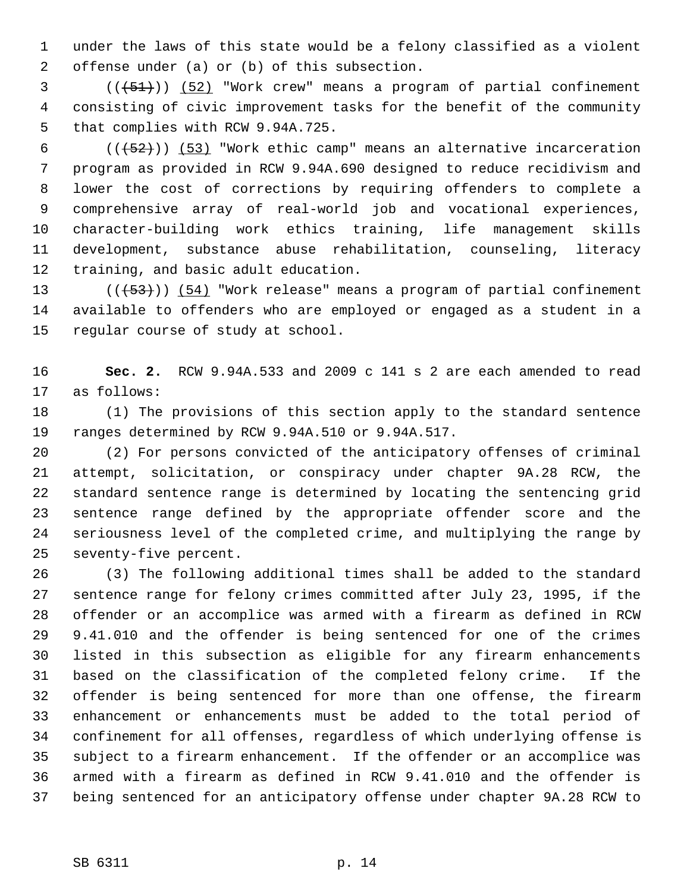under the laws of this state would be a felony classified as a violent offense under (a) or (b) of this subsection.

((~~(51)~~)) <u>(52)</u> "Work crew" means a program of partial confinement consisting of civic improvement tasks for the benefit of the community that complies with RCW 9.94A.725.

((~~(52)~~)) <u>(53)</u> "Work ethic camp" means an alternative incarceration program as provided in RCW 9.94A.690 designed to reduce recidivism and lower the cost of corrections by requiring offenders to complete a comprehensive array of real-world job and vocational experiences, character-building work ethics training, life management skills development, substance abuse rehabilitation, counseling, literacy training, and basic adult education.

((~~(53)~~)) <u>(54)</u> "Work release" means a program of partial confinement available to offenders who are employed or engaged as a student in a regular course of study at school.

**Sec. 2.** RCW 9.94A.533 and 2009 c 141 s 2 are each amended to read as follows:

(1) The provisions of this section apply to the standard sentence ranges determined by RCW 9.94A.510 or 9.94A.517.

(2) For persons convicted of the anticipatory offenses of criminal attempt, solicitation, or conspiracy under chapter 9A.28 RCW, the standard sentence range is determined by locating the sentencing grid sentence range defined by the appropriate offender score and the seriousness level of the completed crime, and multiplying the range by seventy-five percent.

(3) The following additional times shall be added to the standard sentence range for felony crimes committed after July 23, 1995, if the offender or an accomplice was armed with a firearm as defined in RCW 9.41.010 and the offender is being sentenced for one of the crimes listed in this subsection as eligible for any firearm enhancements based on the classification of the completed felony crime. If the offender is being sentenced for more than one offense, the firearm enhancement or enhancements must be added to the total period of confinement for all offenses, regardless of which underlying offense is subject to a firearm enhancement. If the offender or an accomplice was armed with a firearm as defined in RCW 9.41.010 and the offender is being sentenced for an anticipatory offense under chapter 9A.28 RCW to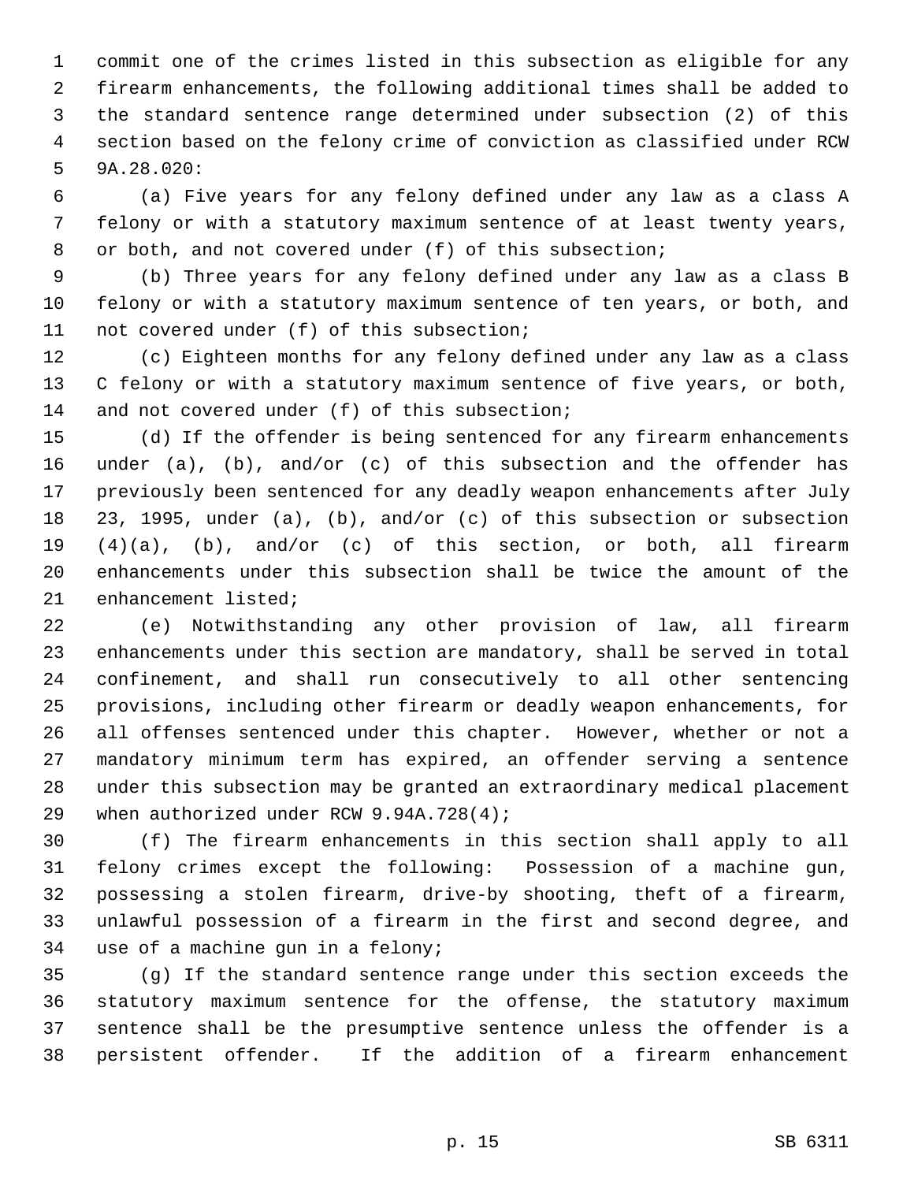commit one of the crimes listed in this subsection as eligible for any firearm enhancements, the following additional times shall be added to the standard sentence range determined under subsection (2) of this section based on the felony crime of conviction as classified under RCW 9A.28.020:

(a) Five years for any felony defined under any law as a class A felony or with a statutory maximum sentence of at least twenty years, or both, and not covered under (f) of this subsection;

(b) Three years for any felony defined under any law as a class B felony or with a statutory maximum sentence of ten years, or both, and not covered under (f) of this subsection;

(c) Eighteen months for any felony defined under any law as a class C felony or with a statutory maximum sentence of five years, or both, and not covered under (f) of this subsection;

(d) If the offender is being sentenced for any firearm enhancements under (a), (b), and/or (c) of this subsection and the offender has previously been sentenced for any deadly weapon enhancements after July 23, 1995, under (a), (b), and/or (c) of this subsection or subsection (4)(a), (b), and/or (c) of this section, or both, all firearm enhancements under this subsection shall be twice the amount of the enhancement listed;

(e) Notwithstanding any other provision of law, all firearm enhancements under this section are mandatory, shall be served in total confinement, and shall run consecutively to all other sentencing provisions, including other firearm or deadly weapon enhancements, for all offenses sentenced under this chapter. However, whether or not a mandatory minimum term has expired, an offender serving a sentence under this subsection may be granted an extraordinary medical placement when authorized under RCW 9.94A.728(4);

(f) The firearm enhancements in this section shall apply to all felony crimes except the following: Possession of a machine gun, possessing a stolen firearm, drive-by shooting, theft of a firearm, unlawful possession of a firearm in the first and second degree, and use of a machine gun in a felony;

(g) If the standard sentence range under this section exceeds the statutory maximum sentence for the offense, the statutory maximum sentence shall be the presumptive sentence unless the offender is a persistent offender. If the addition of a firearm enhancement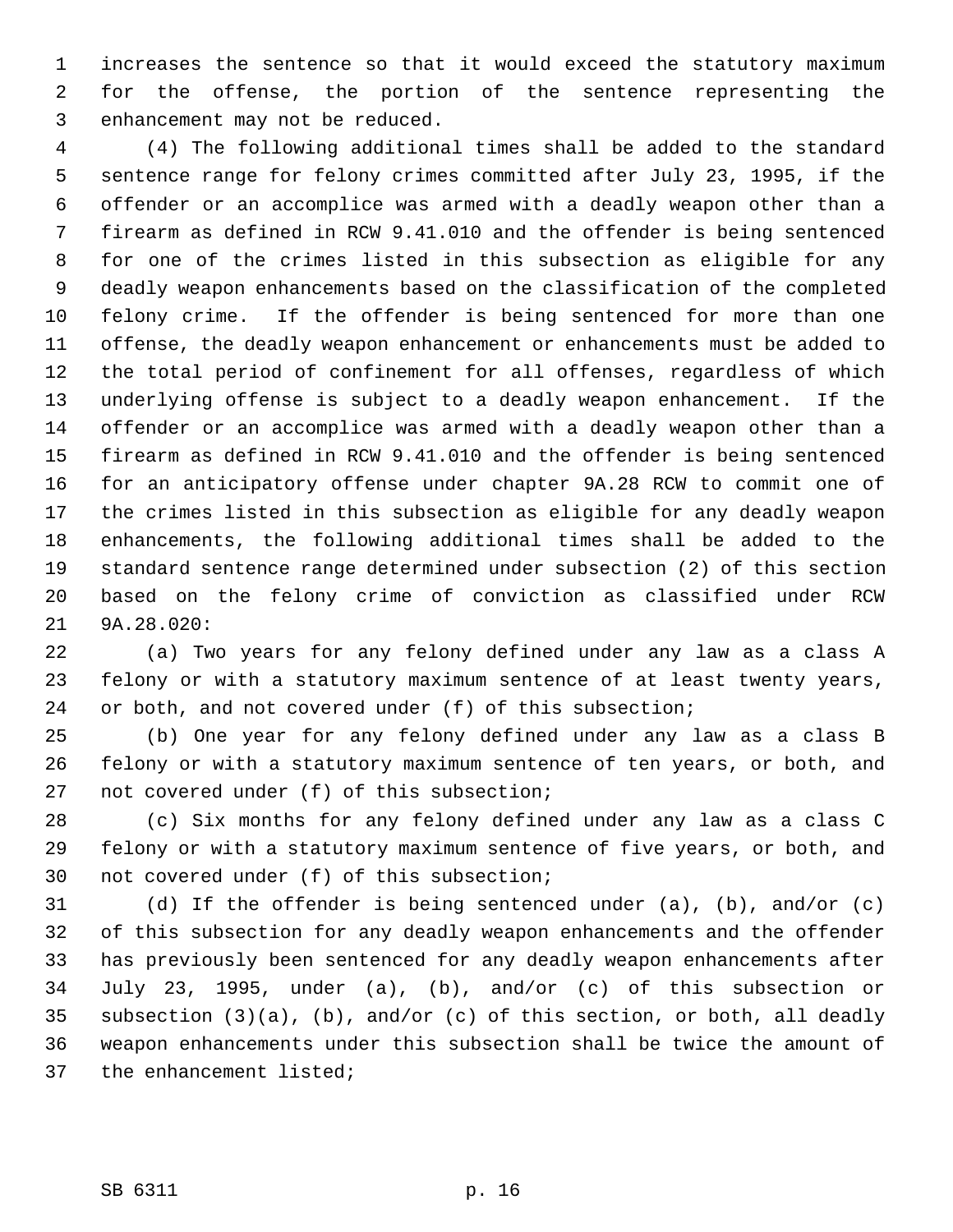increases the sentence so that it would exceed the statutory maximum for the offense, the portion of the sentence representing the enhancement may not be reduced.

(4) The following additional times shall be added to the standard sentence range for felony crimes committed after July 23, 1995, if the offender or an accomplice was armed with a deadly weapon other than a firearm as defined in RCW 9.41.010 and the offender is being sentenced for one of the crimes listed in this subsection as eligible for any deadly weapon enhancements based on the classification of the completed felony crime. If the offender is being sentenced for more than one offense, the deadly weapon enhancement or enhancements must be added to the total period of confinement for all offenses, regardless of which underlying offense is subject to a deadly weapon enhancement. If the offender or an accomplice was armed with a deadly weapon other than a firearm as defined in RCW 9.41.010 and the offender is being sentenced for an anticipatory offense under chapter 9A.28 RCW to commit one of the crimes listed in this subsection as eligible for any deadly weapon enhancements, the following additional times shall be added to the standard sentence range determined under subsection (2) of this section based on the felony crime of conviction as classified under RCW 9A.28.020:

(a) Two years for any felony defined under any law as a class A felony or with a statutory maximum sentence of at least twenty years, or both, and not covered under (f) of this subsection;

(b) One year for any felony defined under any law as a class B felony or with a statutory maximum sentence of ten years, or both, and not covered under (f) of this subsection;

(c) Six months for any felony defined under any law as a class C felony or with a statutory maximum sentence of five years, or both, and not covered under (f) of this subsection;

(d) If the offender is being sentenced under (a), (b), and/or (c) of this subsection for any deadly weapon enhancements and the offender has previously been sentenced for any deadly weapon enhancements after July 23, 1995, under (a), (b), and/or (c) of this subsection or subsection (3)(a), (b), and/or (c) of this section, or both, all deadly weapon enhancements under this subsection shall be twice the amount of the enhancement listed;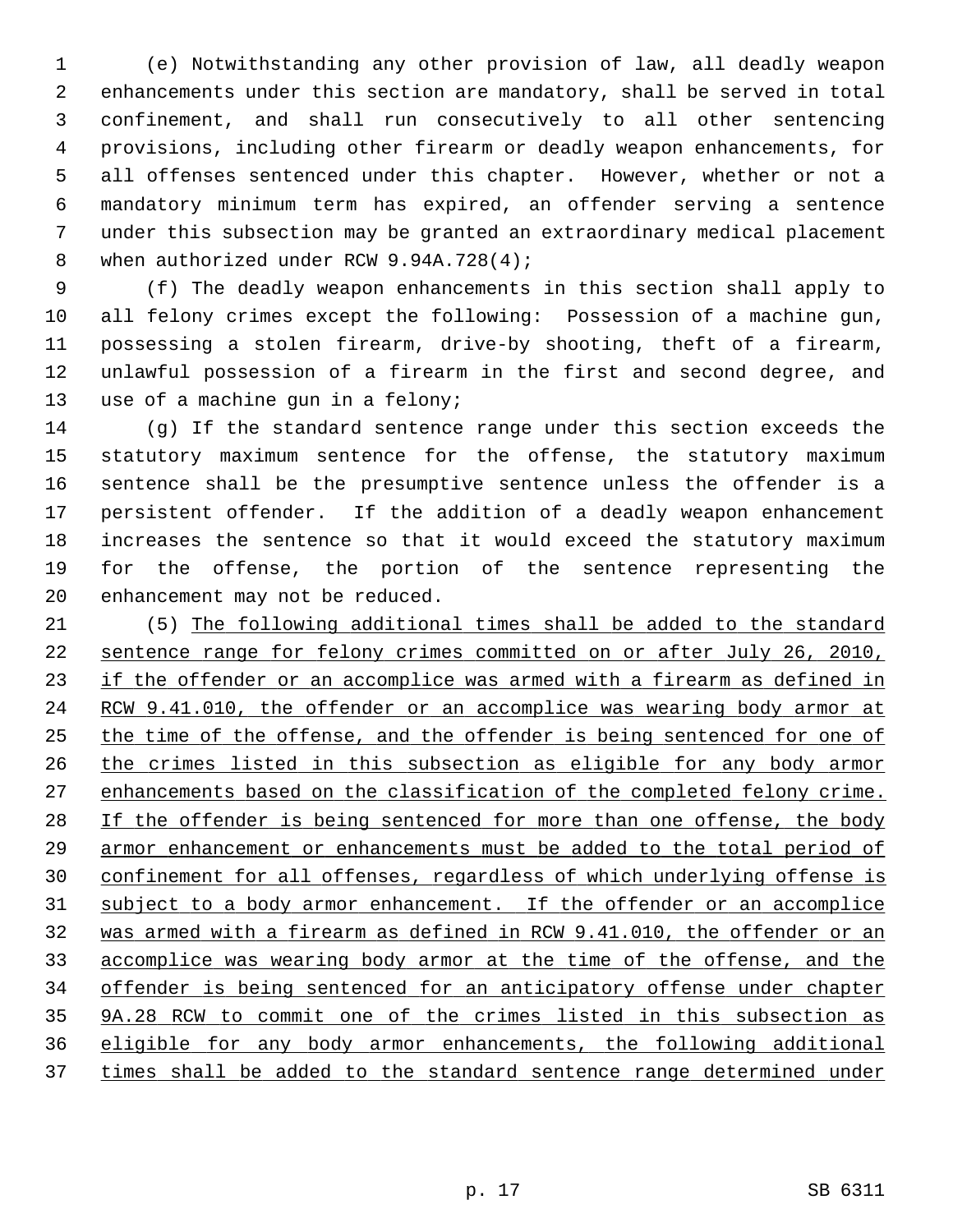(e) Notwithstanding any other provision of law, all deadly weapon enhancements under this section are mandatory, shall be served in total confinement, and shall run consecutively to all other sentencing provisions, including other firearm or deadly weapon enhancements, for all offenses sentenced under this chapter. However, whether or not a mandatory minimum term has expired, an offender serving a sentence under this subsection may be granted an extraordinary medical placement when authorized under RCW 9.94A.728(4);

(f) The deadly weapon enhancements in this section shall apply to all felony crimes except the following: Possession of a machine gun, possessing a stolen firearm, drive-by shooting, theft of a firearm, unlawful possession of a firearm in the first and second degree, and use of a machine gun in a felony;

(g) If the standard sentence range under this section exceeds the statutory maximum sentence for the offense, the statutory maximum sentence shall be the presumptive sentence unless the offender is a persistent offender. If the addition of a deadly weapon enhancement increases the sentence so that it would exceed the statutory maximum for the offense, the portion of the sentence representing the enhancement may not be reduced.

(5) <u>The following additional times shall be added to the standard sentence range for felony crimes committed on or after July 26, 2010, if the offender or an accomplice was armed with a firearm as defined in RCW 9.41.010, the offender or an accomplice was wearing body armor at the time of the offense, and the offender is being sentenced for one of the crimes listed in this subsection as eligible for any body armor enhancements based on the classification of the completed felony crime. If the offender is being sentenced for more than one offense, the body armor enhancement or enhancements must be added to the total period of confinement for all offenses, regardless of which underlying offense is subject to a body armor enhancement. If the offender or an accomplice was armed with a firearm as defined in RCW 9.41.010, the offender or an accomplice was wearing body armor at the time of the offense, and the offender is being sentenced for an anticipatory offense under chapter 9A.28 RCW to commit one of the crimes listed in this subsection as eligible for any body armor enhancements, the following additional times shall be added to the standard sentence range determined under</u>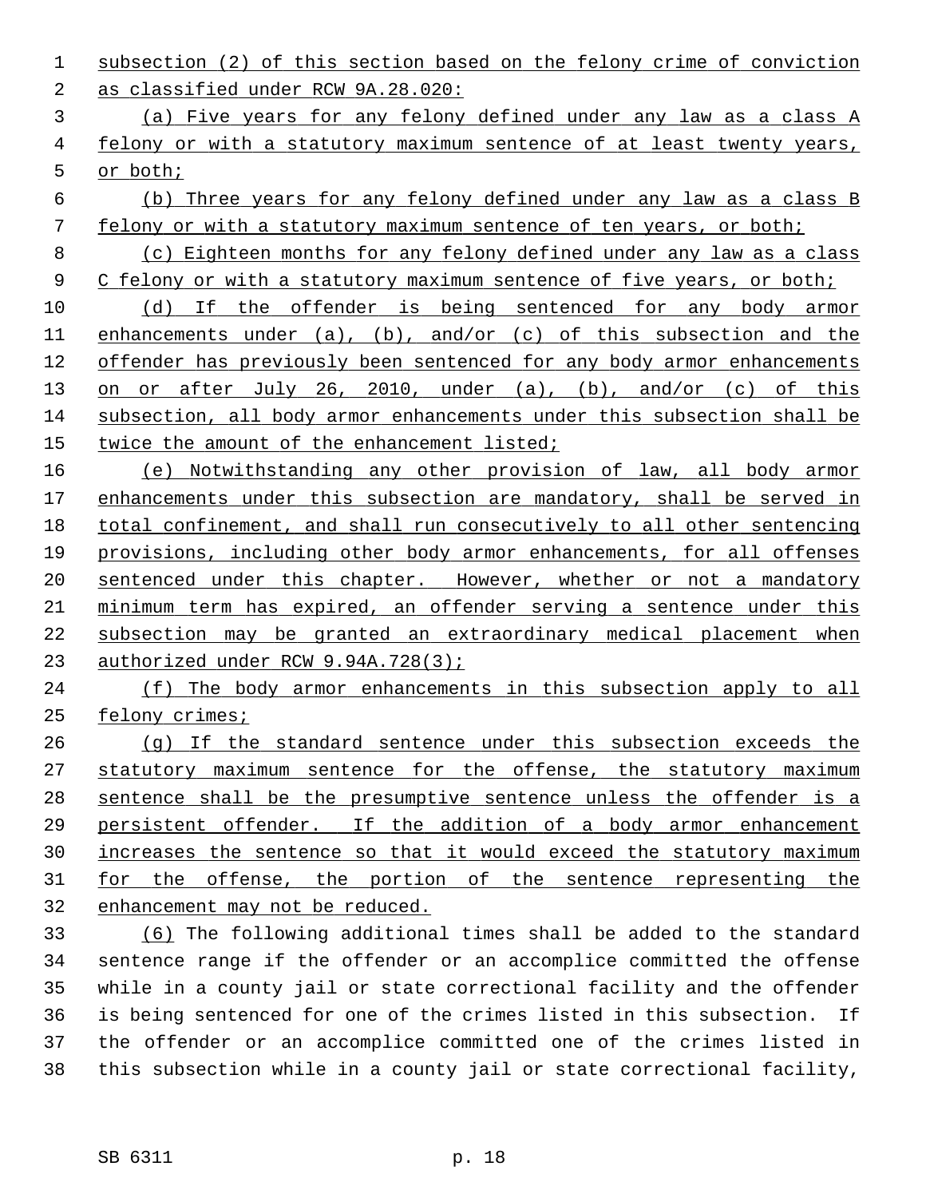subsection (2) of this section based on the felony crime of conviction as classified under RCW 9A.28.020:

(a) Five years for any felony defined under any law as a class A felony or with a statutory maximum sentence of at least twenty years, or both;

(b) Three years for any felony defined under any law as a class B felony or with a statutory maximum sentence of ten years, or both;

(c) Eighteen months for any felony defined under any law as a class C felony or with a statutory maximum sentence of five years, or both;

(d) If the offender is being sentenced for any body armor enhancements under (a), (b), and/or (c) of this subsection and the offender has previously been sentenced for any body armor enhancements on or after July 26, 2010, under (a), (b), and/or (c) of this subsection, all body armor enhancements under this subsection shall be twice the amount of the enhancement listed;

(e) Notwithstanding any other provision of law, all body armor enhancements under this subsection are mandatory, shall be served in total confinement, and shall run consecutively to all other sentencing provisions, including other body armor enhancements, for all offenses sentenced under this chapter. However, whether or not a mandatory minimum term has expired, an offender serving a sentence under this subsection may be granted an extraordinary medical placement when authorized under RCW 9.94A.728(3);

(f) The body armor enhancements in this subsection apply to all felony crimes;

(g) If the standard sentence under this subsection exceeds the statutory maximum sentence for the offense, the statutory maximum sentence shall be the presumptive sentence unless the offender is a persistent offender. If the addition of a body armor enhancement increases the sentence so that it would exceed the statutory maximum for the offense, the portion of the sentence representing the enhancement may not be reduced.

(6) The following additional times shall be added to the standard sentence range if the offender or an accomplice committed the offense while in a county jail or state correctional facility and the offender is being sentenced for one of the crimes listed in this subsection. If the offender or an accomplice committed one of the crimes listed in this subsection while in a county jail or state correctional facility,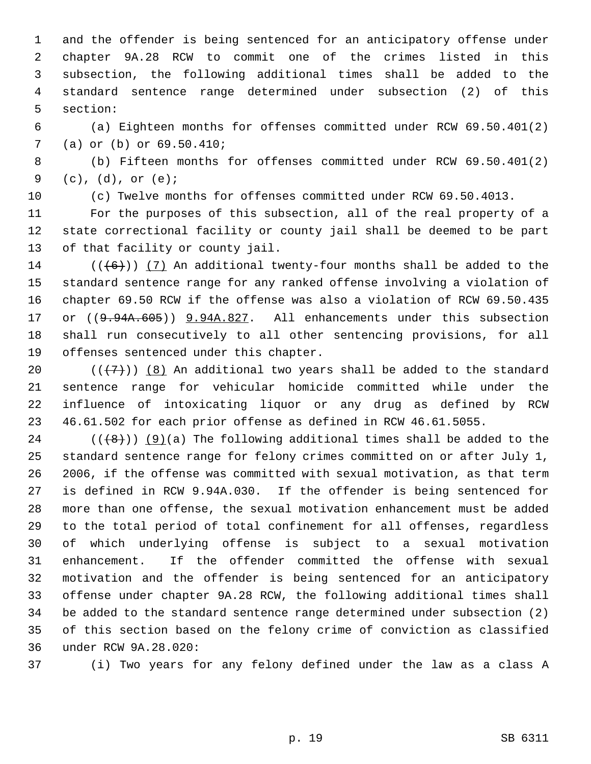and the offender is being sentenced for an anticipatory offense under chapter 9A.28 RCW to commit one of the crimes listed in this subsection, the following additional times shall be added to the standard sentence range determined under subsection (2) of this section:

(a) Eighteen months for offenses committed under RCW 69.50.401(2) (a) or (b) or 69.50.410;

(b) Fifteen months for offenses committed under RCW 69.50.401(2) (c), (d), or (e);

(c) Twelve months for offenses committed under RCW 69.50.4013.

For the purposes of this subsection, all of the real property of a state correctional facility or county jail shall be deemed to be part of that facility or county jail.

~~((6))~~ (7) An additional twenty-four months shall be added to the standard sentence range for any ranked offense involving a violation of chapter 69.50 RCW if the offense was also a violation of RCW 69.50.435 or ((~~9.94A.605~~)) 9.94A.827. All enhancements under this subsection shall run consecutively to all other sentencing provisions, for all offenses sentenced under this chapter.

~~((7))~~ (8) An additional two years shall be added to the standard sentence range for vehicular homicide committed while under the influence of intoxicating liquor or any drug as defined by RCW 46.61.502 for each prior offense as defined in RCW 46.61.5055.

~~((8))~~ (9)(a) The following additional times shall be added to the standard sentence range for felony crimes committed on or after July 1, 2006, if the offense was committed with sexual motivation, as that term is defined in RCW 9.94A.030. If the offender is being sentenced for more than one offense, the sexual motivation enhancement must be added to the total period of total confinement for all offenses, regardless of which underlying offense is subject to a sexual motivation enhancement. If the offender committed the offense with sexual motivation and the offender is being sentenced for an anticipatory offense under chapter 9A.28 RCW, the following additional times shall be added to the standard sentence range determined under subsection (2) of this section based on the felony crime of conviction as classified under RCW 9A.28.020:

(i) Two years for any felony defined under the law as a class A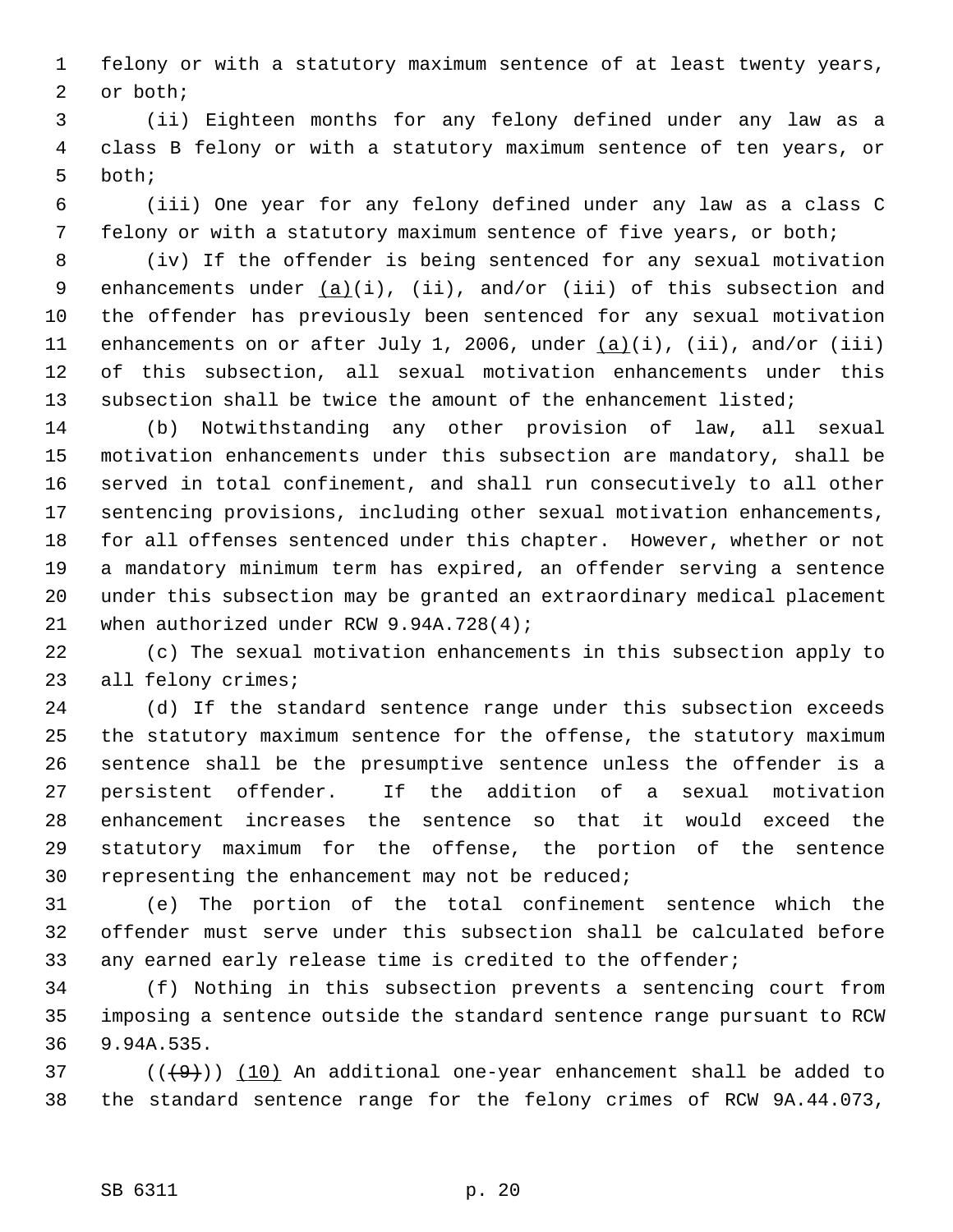felony or with a statutory maximum sentence of at least twenty years, or both;

(ii) Eighteen months for any felony defined under any law as a class B felony or with a statutory maximum sentence of ten years, or both;

(iii) One year for any felony defined under any law as a class C felony or with a statutory maximum sentence of five years, or both;

(iv) If the offender is being sentenced for any sexual motivation enhancements under (a)(i), (ii), and/or (iii) of this subsection and the offender has previously been sentenced for any sexual motivation enhancements on or after July 1, 2006, under (a)(i), (ii), and/or (iii) of this subsection, all sexual motivation enhancements under this subsection shall be twice the amount of the enhancement listed;

(b) Notwithstanding any other provision of law, all sexual motivation enhancements under this subsection are mandatory, shall be served in total confinement, and shall run consecutively to all other sentencing provisions, including other sexual motivation enhancements, for all offenses sentenced under this chapter. However, whether or not a mandatory minimum term has expired, an offender serving a sentence under this subsection may be granted an extraordinary medical placement when authorized under RCW 9.94A.728(4);

(c) The sexual motivation enhancements in this subsection apply to all felony crimes;

(d) If the standard sentence range under this subsection exceeds the statutory maximum sentence for the offense, the statutory maximum sentence shall be the presumptive sentence unless the offender is a persistent offender. If the addition of a sexual motivation enhancement increases the sentence so that it would exceed the statutory maximum for the offense, the portion of the sentence representing the enhancement may not be reduced;

(e) The portion of the total confinement sentence which the offender must serve under this subsection shall be calculated before any earned early release time is credited to the offender;

(f) Nothing in this subsection prevents a sentencing court from imposing a sentence outside the standard sentence range pursuant to RCW 9.94A.535.

(((9))) (10) An additional one-year enhancement shall be added to the standard sentence range for the felony crimes of RCW 9A.44.073,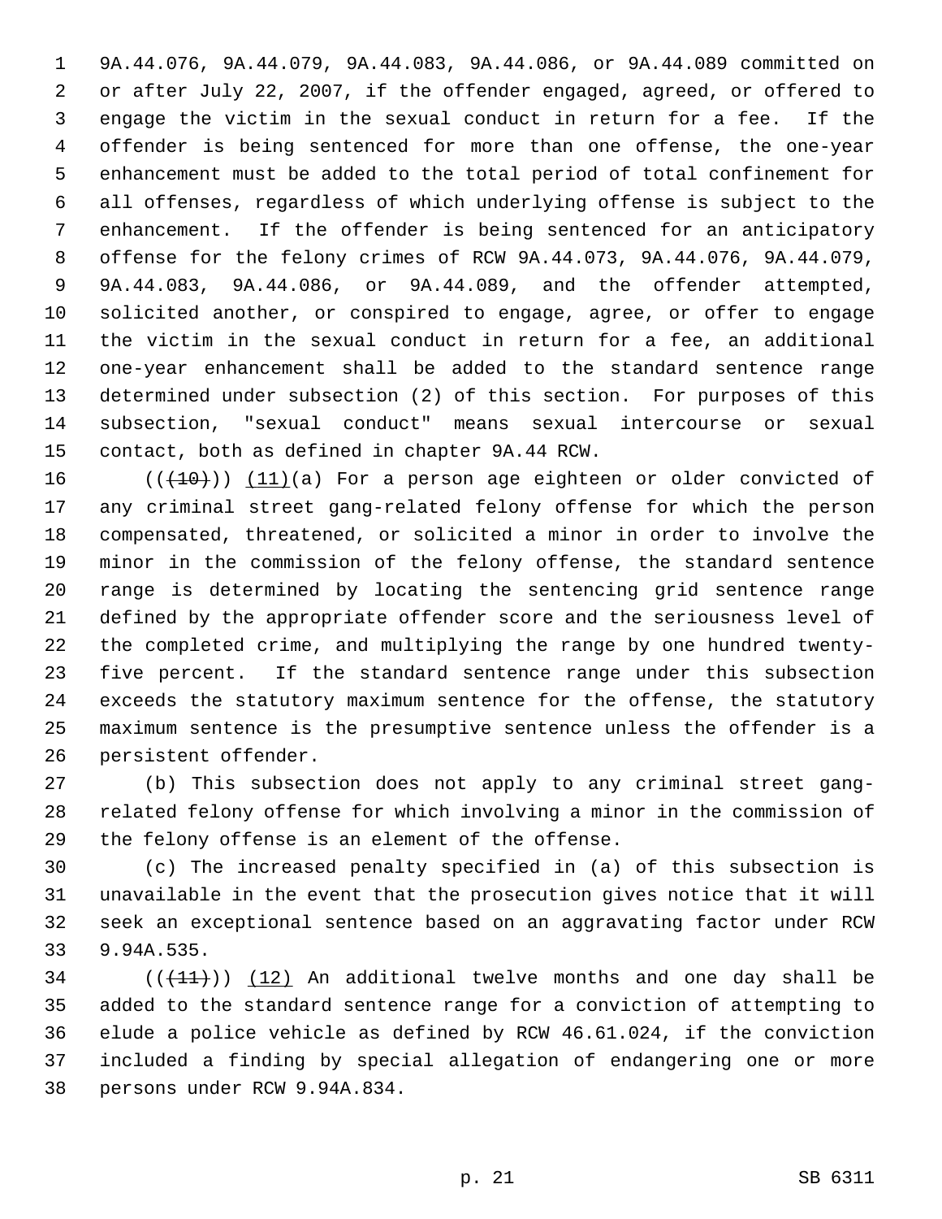9A.44.076, 9A.44.079, 9A.44.083, 9A.44.086, or 9A.44.089 committed on or after July 22, 2007, if the offender engaged, agreed, or offered to engage the victim in the sexual conduct in return for a fee. If the offender is being sentenced for more than one offense, the one-year enhancement must be added to the total period of total confinement for all offenses, regardless of which underlying offense is subject to the enhancement. If the offender is being sentenced for an anticipatory offense for the felony crimes of RCW 9A.44.073, 9A.44.076, 9A.44.079, 9A.44.083, 9A.44.086, or 9A.44.089, and the offender attempted, solicited another, or conspired to engage, agree, or offer to engage the victim in the sexual conduct in return for a fee, an additional one-year enhancement shall be added to the standard sentence range determined under subsection (2) of this section. For purposes of this subsection, "sexual conduct" means sexual intercourse or sexual contact, both as defined in chapter 9A.44 RCW.

((~~(10)~~)) (11)(a) For a person age eighteen or older convicted of any criminal street gang-related felony offense for which the person compensated, threatened, or solicited a minor in order to involve the minor in the commission of the felony offense, the standard sentence range is determined by locating the sentencing grid sentence range defined by the appropriate offender score and the seriousness level of the completed crime, and multiplying the range by one hundred twenty-five percent. If the standard sentence range under this subsection exceeds the statutory maximum sentence for the offense, the statutory maximum sentence is the presumptive sentence unless the offender is a persistent offender.

(b) This subsection does not apply to any criminal street gang-related felony offense for which involving a minor in the commission of the felony offense is an element of the offense.

(c) The increased penalty specified in (a) of this subsection is unavailable in the event that the prosecution gives notice that it will seek an exceptional sentence based on an aggravating factor under RCW 9.94A.535.

((~~(11)~~)) (12) An additional twelve months and one day shall be added to the standard sentence range for a conviction of attempting to elude a police vehicle as defined by RCW 46.61.024, if the conviction included a finding by special allegation of endangering one or more persons under RCW 9.94A.834.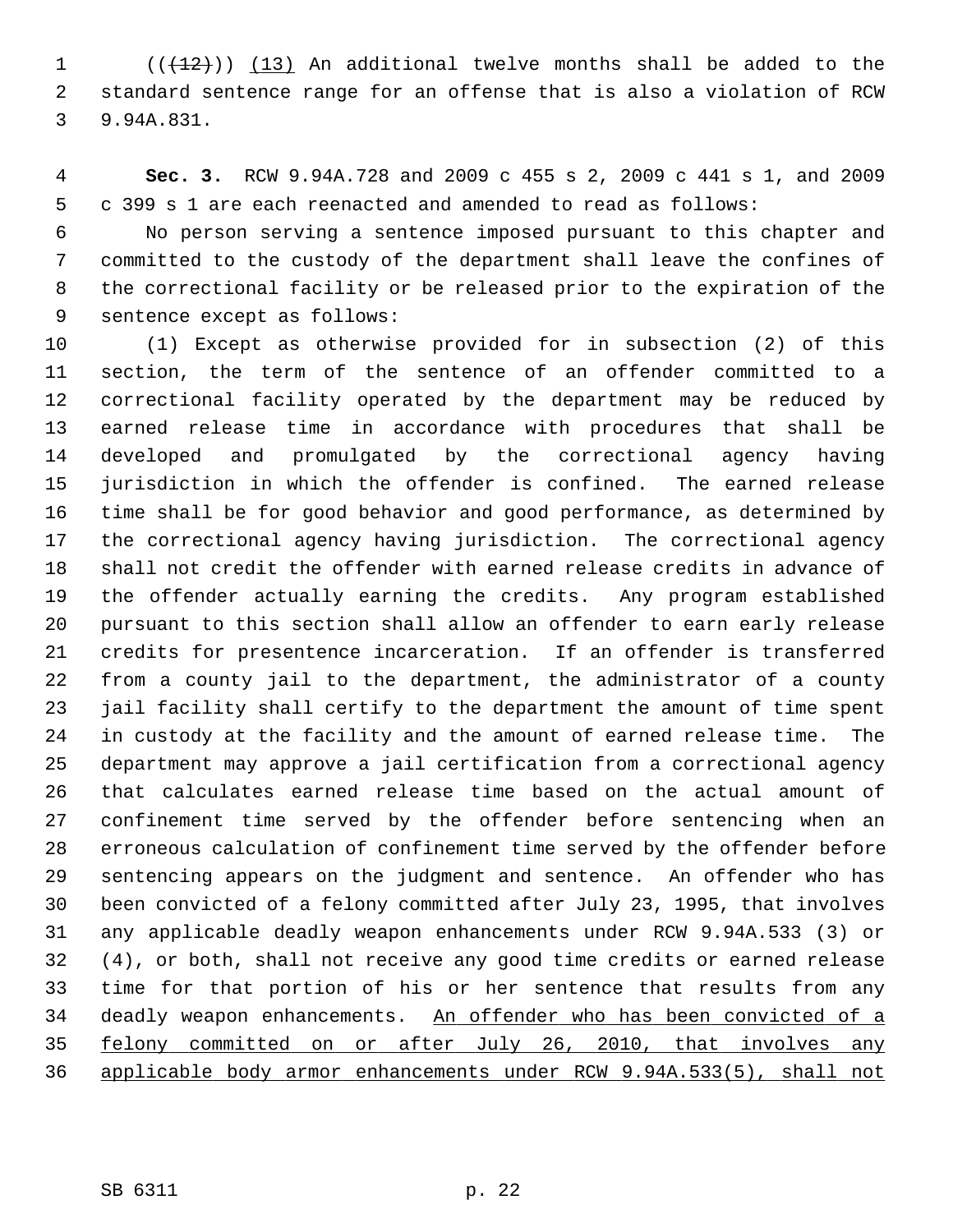((~~(12)~~)) <u>(13)</u> An additional twelve months shall be added to the standard sentence range for an offense that is also a violation of RCW 9.94A.831.

**Sec. 3.** RCW 9.94A.728 and 2009 c 455 s 2, 2009 c 441 s 1, and 2009 c 399 s 1 are each reenacted and amended to read as follows:

No person serving a sentence imposed pursuant to this chapter and committed to the custody of the department shall leave the confines of the correctional facility or be released prior to the expiration of the sentence except as follows:

(1) Except as otherwise provided for in subsection (2) of this section, the term of the sentence of an offender committed to a correctional facility operated by the department may be reduced by earned release time in accordance with procedures that shall be developed and promulgated by the correctional agency having jurisdiction in which the offender is confined. The earned release time shall be for good behavior and good performance, as determined by the correctional agency having jurisdiction. The correctional agency shall not credit the offender with earned release credits in advance of the offender actually earning the credits. Any program established pursuant to this section shall allow an offender to earn early release credits for presentence incarceration. If an offender is transferred from a county jail to the department, the administrator of a county jail facility shall certify to the department the amount of time spent in custody at the facility and the amount of earned release time. The department may approve a jail certification from a correctional agency that calculates earned release time based on the actual amount of confinement time served by the offender before sentencing when an erroneous calculation of confinement time served by the offender before sentencing appears on the judgment and sentence. An offender who has been convicted of a felony committed after July 23, 1995, that involves any applicable deadly weapon enhancements under RCW 9.94A.533 (3) or (4), or both, shall not receive any good time credits or earned release time for that portion of his or her sentence that results from any deadly weapon enhancements. <u>An offender who has been convicted of a felony committed on or after July 26, 2010, that involves any applicable body armor enhancements under RCW 9.94A.533(5), shall not</u>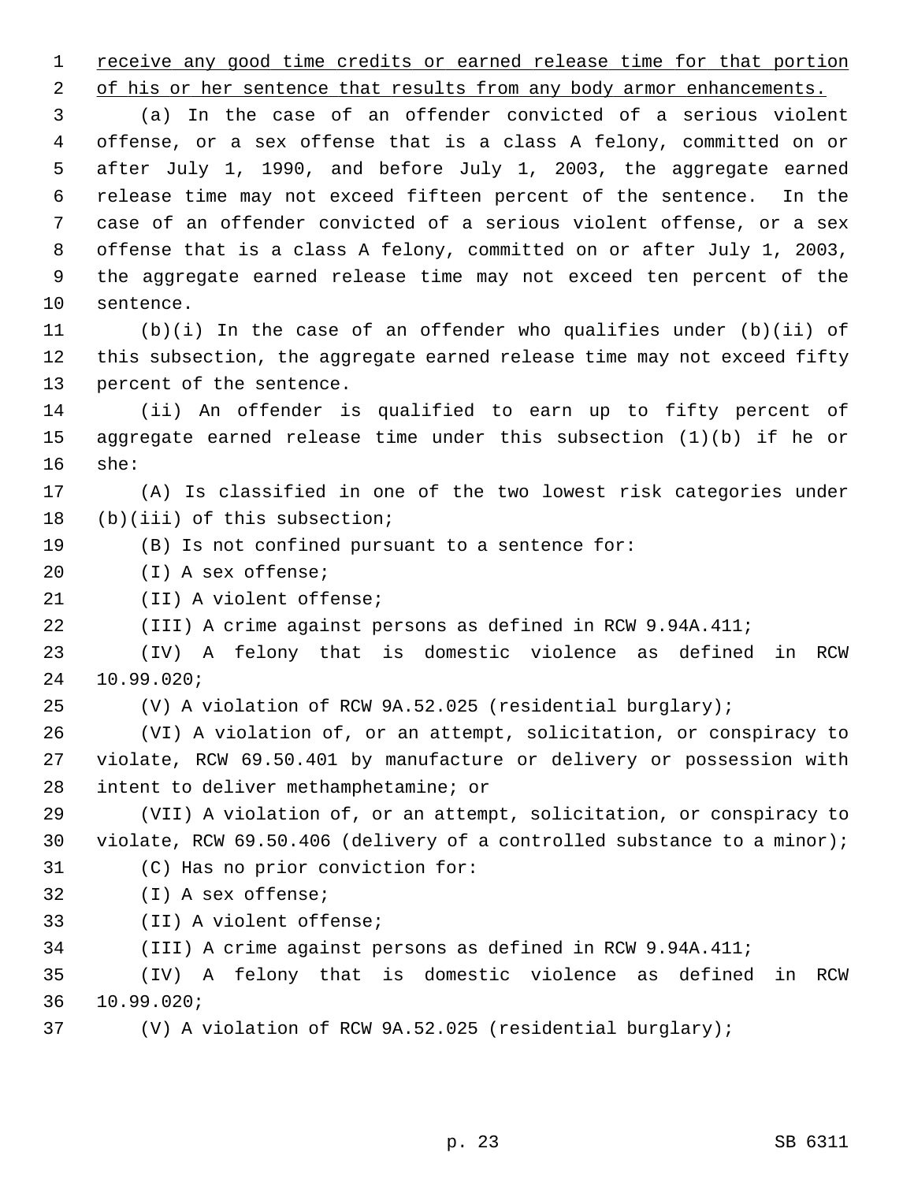<u>receive any good time credits or earned release time for that portion of his or her sentence that results from any body armor enhancements.</u>

(a) In the case of an offender convicted of a serious violent offense, or a sex offense that is a class A felony, committed on or after July 1, 1990, and before July 1, 2003, the aggregate earned release time may not exceed fifteen percent of the sentence. In the case of an offender convicted of a serious violent offense, or a sex offense that is a class A felony, committed on or after July 1, 2003, the aggregate earned release time may not exceed ten percent of the sentence.

(b)(i) In the case of an offender who qualifies under (b)(ii) of this subsection, the aggregate earned release time may not exceed fifty percent of the sentence.

(ii) An offender is qualified to earn up to fifty percent of aggregate earned release time under this subsection (1)(b) if he or she:

(A) Is classified in one of the two lowest risk categories under (b)(iii) of this subsection;

(B) Is not confined pursuant to a sentence for:

(I) A sex offense;

(II) A violent offense;

(III) A crime against persons as defined in RCW 9.94A.411;

(IV) A felony that is domestic violence as defined in RCW 10.99.020;

(V) A violation of RCW 9A.52.025 (residential burglary);

(VI) A violation of, or an attempt, solicitation, or conspiracy to violate, RCW 69.50.401 by manufacture or delivery or possession with intent to deliver methamphetamine; or

(VII) A violation of, or an attempt, solicitation, or conspiracy to violate, RCW 69.50.406 (delivery of a controlled substance to a minor);

(C) Has no prior conviction for:

(I) A sex offense;

(II) A violent offense;

(III) A crime against persons as defined in RCW 9.94A.411;

(IV) A felony that is domestic violence as defined in RCW 10.99.020;

(V) A violation of RCW 9A.52.025 (residential burglary);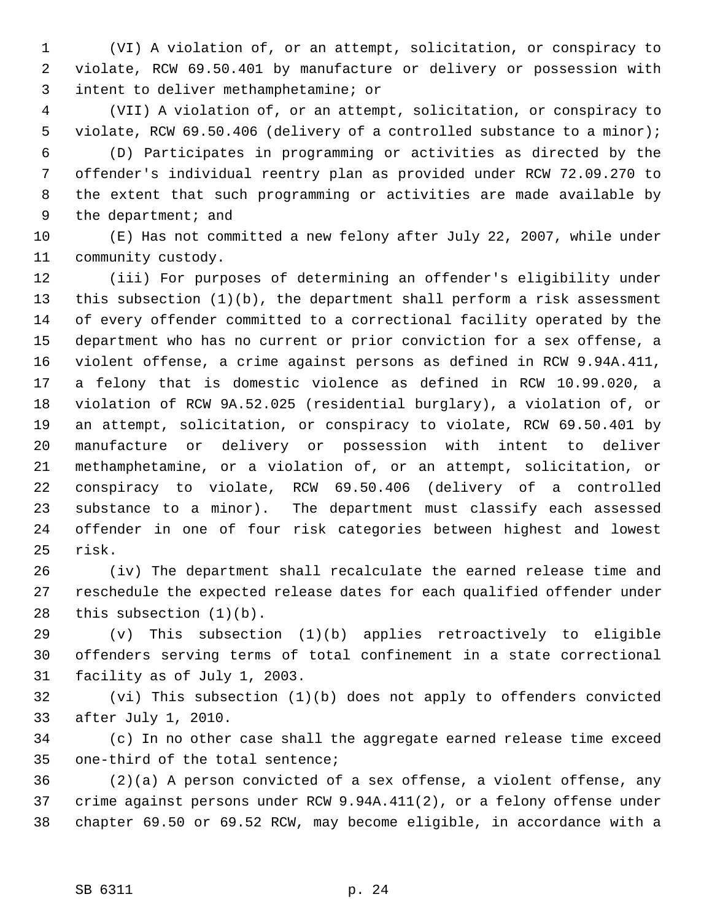(VI) A violation of, or an attempt, solicitation, or conspiracy to violate, RCW 69.50.401 by manufacture or delivery or possession with intent to deliver methamphetamine; or

(VII) A violation of, or an attempt, solicitation, or conspiracy to violate, RCW 69.50.406 (delivery of a controlled substance to a minor);

(D) Participates in programming or activities as directed by the offender's individual reentry plan as provided under RCW 72.09.270 to the extent that such programming or activities are made available by the department; and

(E) Has not committed a new felony after July 22, 2007, while under community custody.

(iii) For purposes of determining an offender's eligibility under this subsection (1)(b), the department shall perform a risk assessment of every offender committed to a correctional facility operated by the department who has no current or prior conviction for a sex offense, a violent offense, a crime against persons as defined in RCW 9.94A.411, a felony that is domestic violence as defined in RCW 10.99.020, a violation of RCW 9A.52.025 (residential burglary), a violation of, or an attempt, solicitation, or conspiracy to violate, RCW 69.50.401 by manufacture or delivery or possession with intent to deliver methamphetamine, or a violation of, or an attempt, solicitation, or conspiracy to violate, RCW 69.50.406 (delivery of a controlled substance to a minor). The department must classify each assessed offender in one of four risk categories between highest and lowest risk.

(iv) The department shall recalculate the earned release time and reschedule the expected release dates for each qualified offender under this subsection (1)(b).

(v) This subsection (1)(b) applies retroactively to eligible offenders serving terms of total confinement in a state correctional facility as of July 1, 2003.

(vi) This subsection (1)(b) does not apply to offenders convicted after July 1, 2010.

(c) In no other case shall the aggregate earned release time exceed one-third of the total sentence;

(2)(a) A person convicted of a sex offense, a violent offense, any crime against persons under RCW 9.94A.411(2), or a felony offense under chapter 69.50 or 69.52 RCW, may become eligible, in accordance with a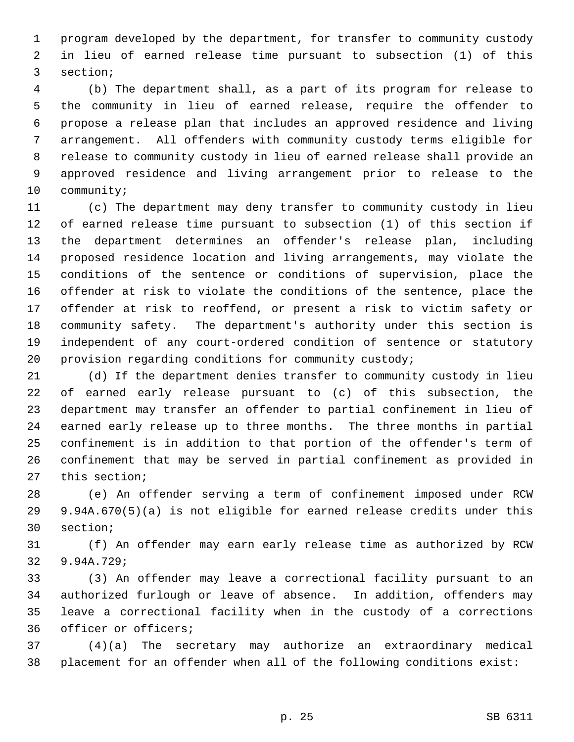program developed by the department, for transfer to community custody in lieu of earned release time pursuant to subsection (1) of this section;

(b) The department shall, as a part of its program for release to the community in lieu of earned release, require the offender to propose a release plan that includes an approved residence and living arrangement. All offenders with community custody terms eligible for release to community custody in lieu of earned release shall provide an approved residence and living arrangement prior to release to the community;

(c) The department may deny transfer to community custody in lieu of earned release time pursuant to subsection (1) of this section if the department determines an offender's release plan, including proposed residence location and living arrangements, may violate the conditions of the sentence or conditions of supervision, place the offender at risk to violate the conditions of the sentence, place the offender at risk to reoffend, or present a risk to victim safety or community safety. The department's authority under this section is independent of any court-ordered condition of sentence or statutory provision regarding conditions for community custody;

(d) If the department denies transfer to community custody in lieu of earned early release pursuant to (c) of this subsection, the department may transfer an offender to partial confinement in lieu of earned early release up to three months. The three months in partial confinement is in addition to that portion of the offender's term of confinement that may be served in partial confinement as provided in this section;

(e) An offender serving a term of confinement imposed under RCW 9.94A.670(5)(a) is not eligible for earned release credits under this section;

(f) An offender may earn early release time as authorized by RCW 9.94A.729;

(3) An offender may leave a correctional facility pursuant to an authorized furlough or leave of absence. In addition, offenders may leave a correctional facility when in the custody of a corrections officer or officers;

(4)(a) The secretary may authorize an extraordinary medical placement for an offender when all of the following conditions exist: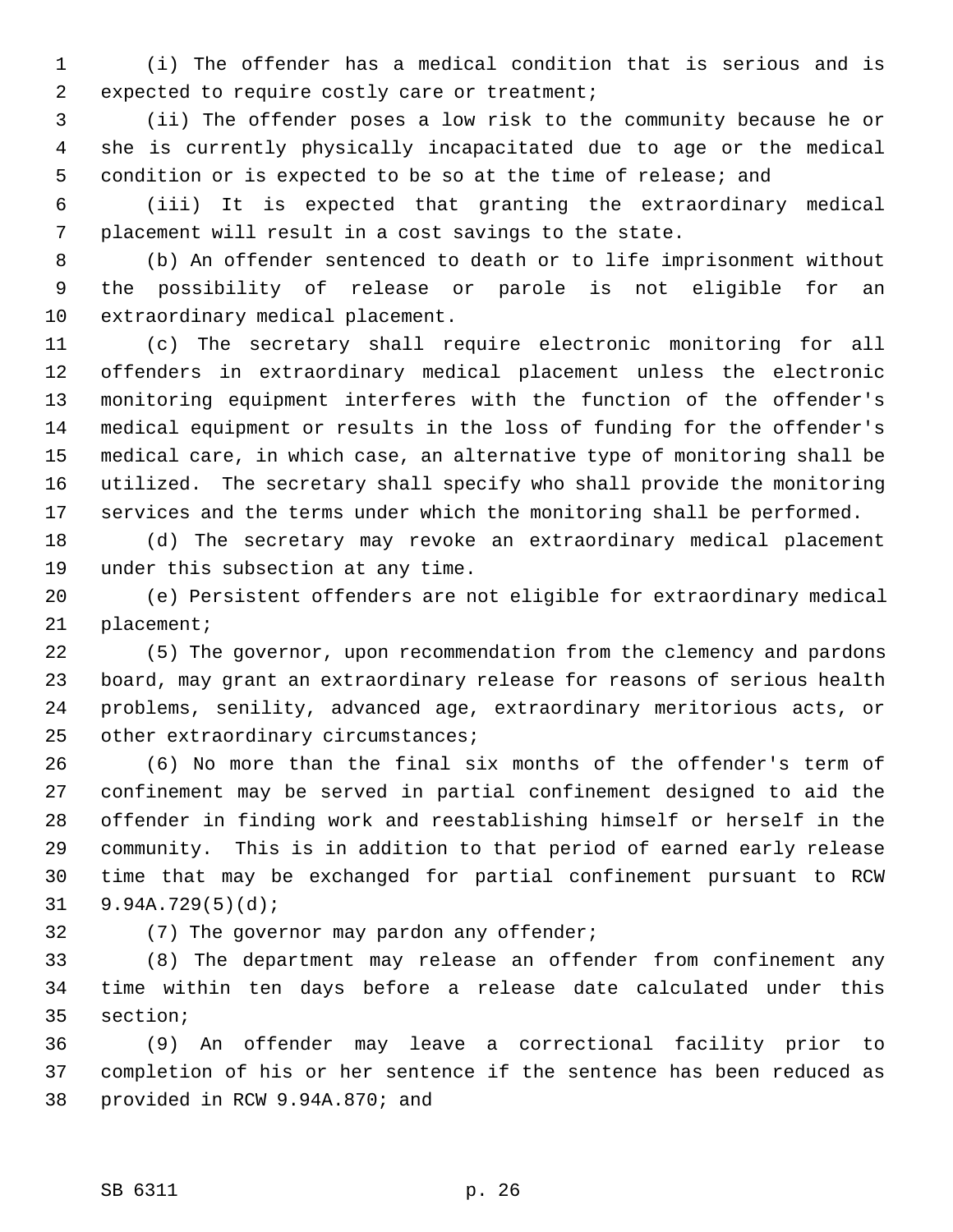(i) The offender has a medical condition that is serious and is expected to require costly care or treatment;

(ii) The offender poses a low risk to the community because he or she is currently physically incapacitated due to age or the medical condition or is expected to be so at the time of release; and

(iii) It is expected that granting the extraordinary medical placement will result in a cost savings to the state.

(b) An offender sentenced to death or to life imprisonment without the possibility of release or parole is not eligible for an extraordinary medical placement.

(c) The secretary shall require electronic monitoring for all offenders in extraordinary medical placement unless the electronic monitoring equipment interferes with the function of the offender's medical equipment or results in the loss of funding for the offender's medical care, in which case, an alternative type of monitoring shall be utilized. The secretary shall specify who shall provide the monitoring services and the terms under which the monitoring shall be performed.

(d) The secretary may revoke an extraordinary medical placement under this subsection at any time.

(e) Persistent offenders are not eligible for extraordinary medical placement;

(5) The governor, upon recommendation from the clemency and pardons board, may grant an extraordinary release for reasons of serious health problems, senility, advanced age, extraordinary meritorious acts, or other extraordinary circumstances;

(6) No more than the final six months of the offender's term of confinement may be served in partial confinement designed to aid the offender in finding work and reestablishing himself or herself in the community. This is in addition to that period of earned early release time that may be exchanged for partial confinement pursuant to RCW 9.94A.729(5)(d);

(7) The governor may pardon any offender;

(8) The department may release an offender from confinement any time within ten days before a release date calculated under this section;

(9) An offender may leave a correctional facility prior to completion of his or her sentence if the sentence has been reduced as provided in RCW 9.94A.870; and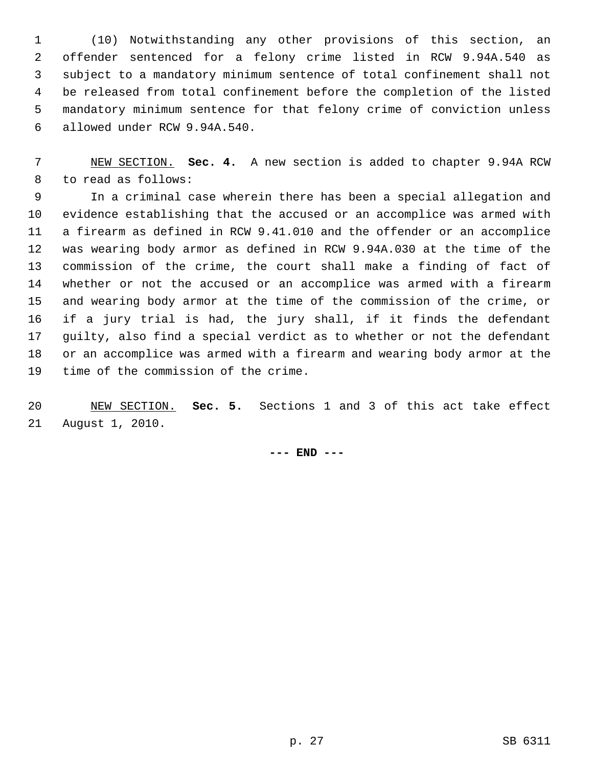(10) Notwithstanding any other provisions of this section, an offender sentenced for a felony crime listed in RCW 9.94A.540 as subject to a mandatory minimum sentence of total confinement shall not be released from total confinement before the completion of the listed mandatory minimum sentence for that felony crime of conviction unless allowed under RCW 9.94A.540.

NEW SECTION. **Sec. 4.** A new section is added to chapter 9.94A RCW to read as follows:

In a criminal case wherein there has been a special allegation and evidence establishing that the accused or an accomplice was armed with a firearm as defined in RCW 9.41.010 and the offender or an accomplice was wearing body armor as defined in RCW 9.94A.030 at the time of the commission of the crime, the court shall make a finding of fact of whether or not the accused or an accomplice was armed with a firearm and wearing body armor at the time of the commission of the crime, or if a jury trial is had, the jury shall, if it finds the defendant guilty, also find a special verdict as to whether or not the defendant or an accomplice was armed with a firearm and wearing body armor at the time of the commission of the crime.

NEW SECTION. **Sec. 5.** Sections 1 and 3 of this act take effect August 1, 2010.

**--- END ---**